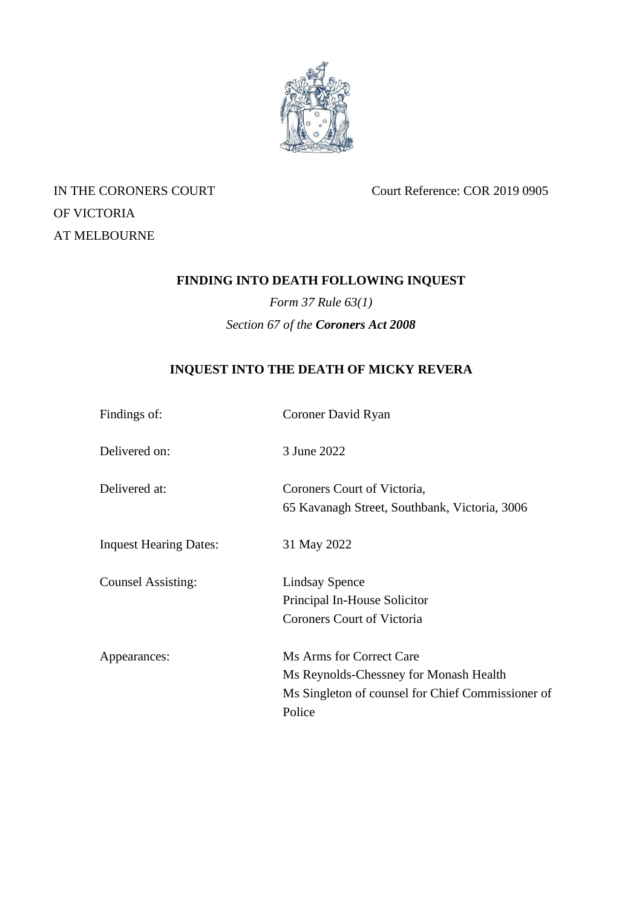IN THE CORONERS COURT
OF VICTORIA
AT MELBOURNE

Court Reference: COR 2019 0905

## FINDING INTO DEATH FOLLOWING INQUEST

*Form 37 Rule 63(1)*

*Section 67 of the* ***Coroners Act 2008***

## INQUEST INTO THE DEATH OF MICKY REVERA

| | |
|---|---|
| Findings of: | Coroner David Ryan |
| Delivered on: | 3 June 2022 |
| Delivered at: | Coroners Court of Victoria,<br>65 Kavanagh Street, Southbank, Victoria, 3006 |
| Inquest Hearing Dates: | 31 May 2022 |
| Counsel Assisting: | Lindsay Spence<br>Principal In-House Solicitor<br>Coroners Court of Victoria |
| Appearances: | Ms Arms for Correct Care<br>Ms Reynolds-Chessney for Monash Health<br>Ms Singleton of counsel for Chief Commissioner of Police |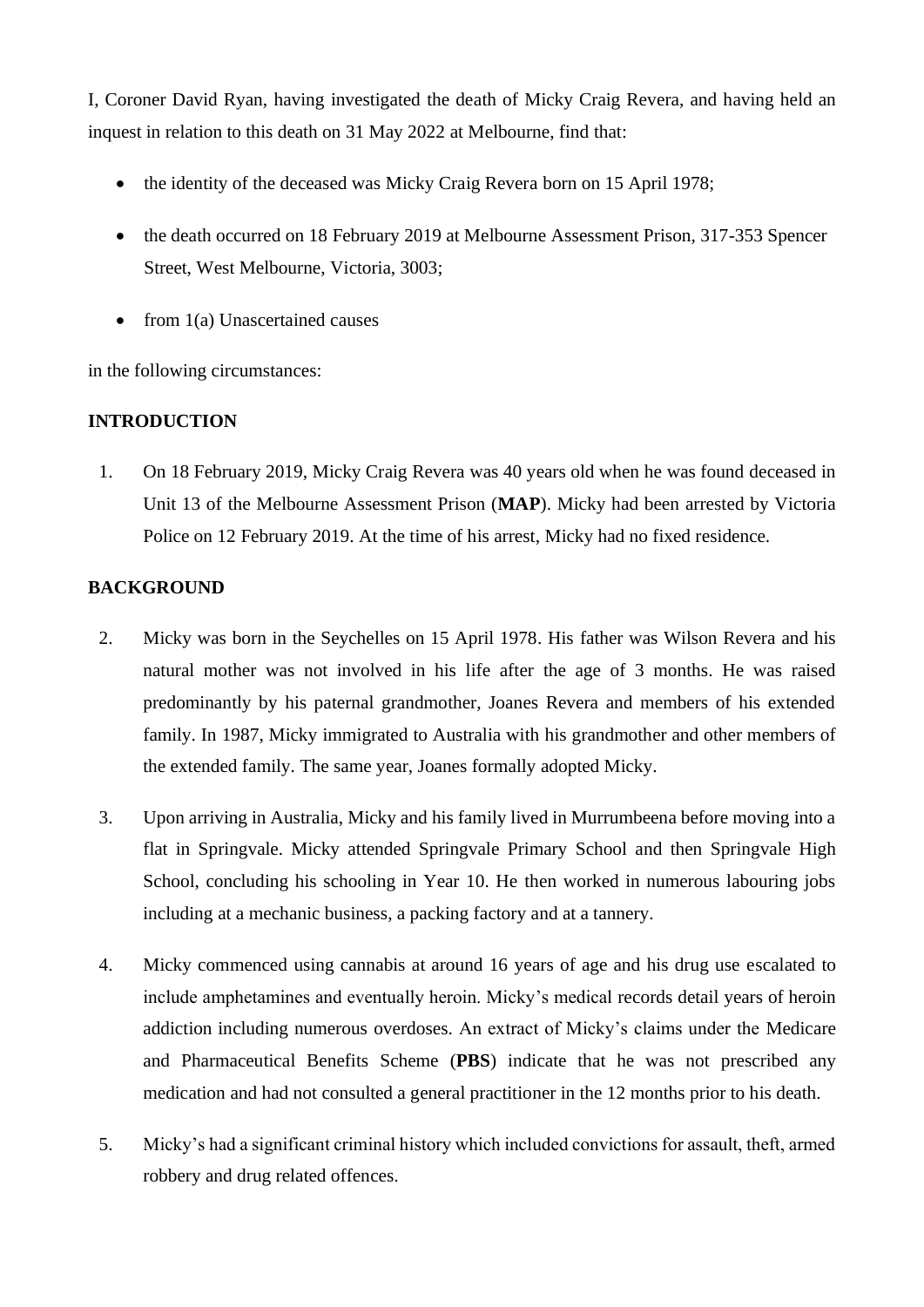I, Coroner David Ryan, having investigated the death of Micky Craig Revera, and having held an inquest in relation to this death on 31 May 2022 at Melbourne, find that:

- the identity of the deceased was Micky Craig Revera born on 15 April 1978;
- the death occurred on 18 February 2019 at Melbourne Assessment Prison, 317-353 Spencer Street, West Melbourne, Victoria, 3003;
- from 1(a) Unascertained causes

in the following circumstances:

## INTRODUCTION

1. On 18 February 2019, Micky Craig Revera was 40 years old when he was found deceased in Unit 13 of the Melbourne Assessment Prison (**MAP**). Micky had been arrested by Victoria Police on 12 February 2019. At the time of his arrest, Micky had no fixed residence.

## BACKGROUND

2. Micky was born in the Seychelles on 15 April 1978. His father was Wilson Revera and his natural mother was not involved in his life after the age of 3 months. He was raised predominantly by his paternal grandmother, Joanes Revera and members of his extended family. In 1987, Micky immigrated to Australia with his grandmother and other members of the extended family. The same year, Joanes formally adopted Micky.

3. Upon arriving in Australia, Micky and his family lived in Murrumbeena before moving into a flat in Springvale. Micky attended Springvale Primary School and then Springvale High School, concluding his schooling in Year 10. He then worked in numerous labouring jobs including at a mechanic business, a packing factory and at a tannery.

4. Micky commenced using cannabis at around 16 years of age and his drug use escalated to include amphetamines and eventually heroin. Micky's medical records detail years of heroin addiction including numerous overdoses. An extract of Micky's claims under the Medicare and Pharmaceutical Benefits Scheme (**PBS**) indicate that he was not prescribed any medication and had not consulted a general practitioner in the 12 months prior to his death.

5. Micky's had a significant criminal history which included convictions for assault, theft, armed robbery and drug related offences.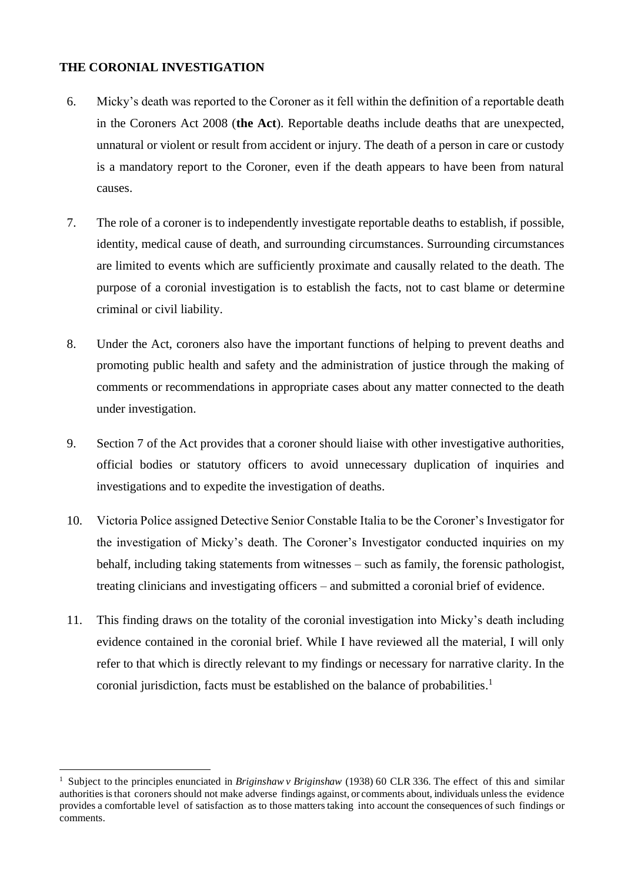## THE CORONIAL INVESTIGATION

6. Micky's death was reported to the Coroner as it fell within the definition of a reportable death in the Coroners Act 2008 (**the Act**). Reportable deaths include deaths that are unexpected, unnatural or violent or result from accident or injury. The death of a person in care or custody is a mandatory report to the Coroner, even if the death appears to have been from natural causes.

7. The role of a coroner is to independently investigate reportable deaths to establish, if possible, identity, medical cause of death, and surrounding circumstances. Surrounding circumstances are limited to events which are sufficiently proximate and causally related to the death. The purpose of a coronial investigation is to establish the facts, not to cast blame or determine criminal or civil liability.

8. Under the Act, coroners also have the important functions of helping to prevent deaths and promoting public health and safety and the administration of justice through the making of comments or recommendations in appropriate cases about any matter connected to the death under investigation.

9. Section 7 of the Act provides that a coroner should liaise with other investigative authorities, official bodies or statutory officers to avoid unnecessary duplication of inquiries and investigations and to expedite the investigation of deaths.

10. Victoria Police assigned Detective Senior Constable Italia to be the Coroner's Investigator for the investigation of Micky's death. The Coroner's Investigator conducted inquiries on my behalf, including taking statements from witnesses – such as family, the forensic pathologist, treating clinicians and investigating officers – and submitted a coronial brief of evidence.

11. This finding draws on the totality of the coronial investigation into Micky's death including evidence contained in the coronial brief. While I have reviewed all the material, I will only refer to that which is directly relevant to my findings or necessary for narrative clarity. In the coronial jurisdiction, facts must be established on the balance of probabilities.[1]

---

[1] Subject to the principles enunciated in *Briginshaw v Briginshaw* (1938) 60 CLR 336. The effect of this and similar authorities is that coroners should not make adverse findings against, or comments about, individuals unless the evidence provides a comfortable level of satisfaction as to those matters taking into account the consequences of such findings or comments.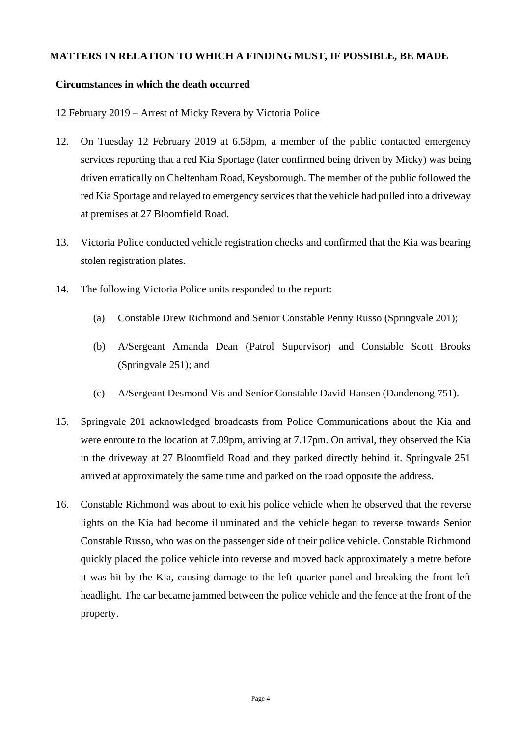**MATTERS IN RELATION TO WHICH A FINDING MUST, IF POSSIBLE, BE MADE**

**Circumstances in which the death occurred**

12 February 2019 – Arrest of Micky Revera by Victoria Police

12. On Tuesday 12 February 2019 at 6.58pm, a member of the public contacted emergency services reporting that a red Kia Sportage (later confirmed being driven by Micky) was being driven erratically on Cheltenham Road, Keysborough. The member of the public followed the red Kia Sportage and relayed to emergency services that the vehicle had pulled into a driveway at premises at 27 Bloomfield Road.

13. Victoria Police conducted vehicle registration checks and confirmed that the Kia was bearing stolen registration plates.

14. The following Victoria Police units responded to the report:

    (a) Constable Drew Richmond and Senior Constable Penny Russo (Springvale 201);

    (b) A/Sergeant Amanda Dean (Patrol Supervisor) and Constable Scott Brooks (Springvale 251); and

    (c) A/Sergeant Desmond Vis and Senior Constable David Hansen (Dandenong 751).

15. Springvale 201 acknowledged broadcasts from Police Communications about the Kia and were enroute to the location at 7.09pm, arriving at 7.17pm. On arrival, they observed the Kia in the driveway at 27 Bloomfield Road and they parked directly behind it. Springvale 251 arrived at approximately the same time and parked on the road opposite the address.

16. Constable Richmond was about to exit his police vehicle when he observed that the reverse lights on the Kia had become illuminated and the vehicle began to reverse towards Senior Constable Russo, who was on the passenger side of their police vehicle. Constable Richmond quickly placed the police vehicle into reverse and moved back approximately a metre before it was hit by the Kia, causing damage to the left quarter panel and breaking the front left headlight. The car became jammed between the police vehicle and the fence at the front of the property.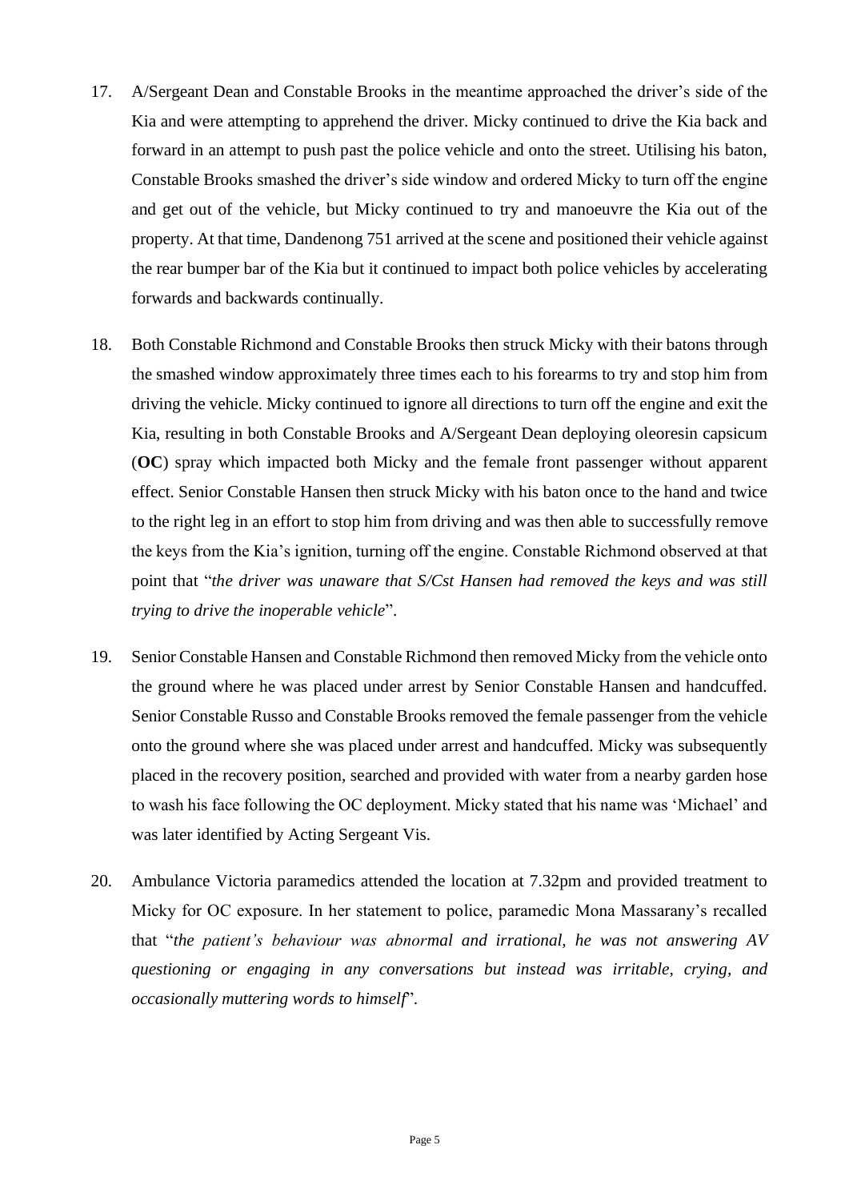17. A/Sergeant Dean and Constable Brooks in the meantime approached the driver's side of the Kia and were attempting to apprehend the driver. Micky continued to drive the Kia back and forward in an attempt to push past the police vehicle and onto the street. Utilising his baton, Constable Brooks smashed the driver's side window and ordered Micky to turn off the engine and get out of the vehicle, but Micky continued to try and manoeuvre the Kia out of the property. At that time, Dandenong 751 arrived at the scene and positioned their vehicle against the rear bumper bar of the Kia but it continued to impact both police vehicles by accelerating forwards and backwards continually.

18. Both Constable Richmond and Constable Brooks then struck Micky with their batons through the smashed window approximately three times each to his forearms to try and stop him from driving the vehicle. Micky continued to ignore all directions to turn off the engine and exit the Kia, resulting in both Constable Brooks and A/Sergeant Dean deploying oleoresin capsicum (**OC**) spray which impacted both Micky and the female front passenger without apparent effect. Senior Constable Hansen then struck Micky with his baton once to the hand and twice to the right leg in an effort to stop him from driving and was then able to successfully remove the keys from the Kia's ignition, turning off the engine. Constable Richmond observed at that point that "*the driver was unaware that S/Cst Hansen had removed the keys and was still trying to drive the inoperable vehicle*".

19. Senior Constable Hansen and Constable Richmond then removed Micky from the vehicle onto the ground where he was placed under arrest by Senior Constable Hansen and handcuffed. Senior Constable Russo and Constable Brooks removed the female passenger from the vehicle onto the ground where she was placed under arrest and handcuffed. Micky was subsequently placed in the recovery position, searched and provided with water from a nearby garden hose to wash his face following the OC deployment. Micky stated that his name was 'Michael' and was later identified by Acting Sergeant Vis.

20. Ambulance Victoria paramedics attended the location at 7.32pm and provided treatment to Micky for OC exposure. In her statement to police, paramedic Mona Massarany's recalled that "*the patient's behaviour was abnormal and irrational, he was not answering AV questioning or engaging in any conversations but instead was irritable, crying, and occasionally muttering words to himself*".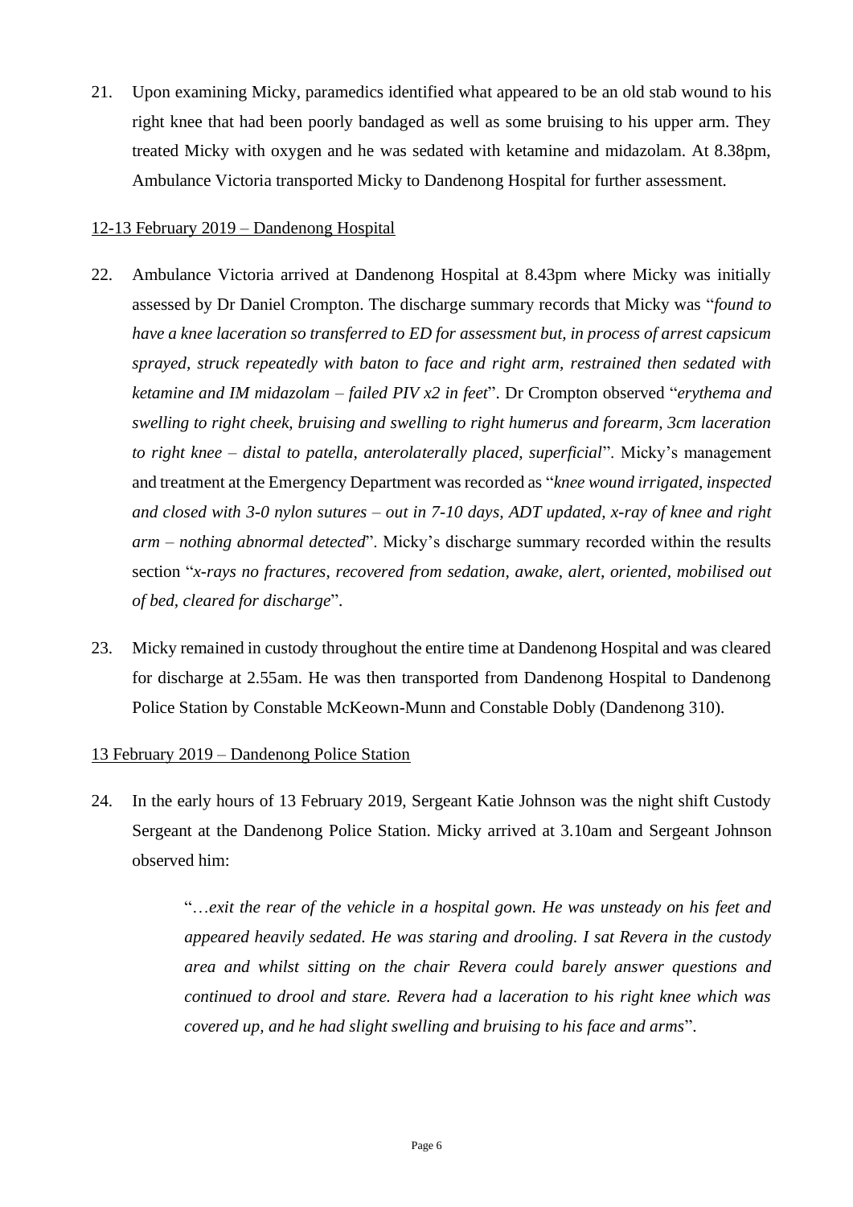21. Upon examining Micky, paramedics identified what appeared to be an old stab wound to his right knee that had been poorly bandaged as well as some bruising to his upper arm. They treated Micky with oxygen and he was sedated with ketamine and midazolam. At 8.38pm, Ambulance Victoria transported Micky to Dandenong Hospital for further assessment.

<u>12-13 February 2019 – Dandenong Hospital</u>

22. Ambulance Victoria arrived at Dandenong Hospital at 8.43pm where Micky was initially assessed by Dr Daniel Crompton. The discharge summary records that Micky was "*found to have a knee laceration so transferred to ED for assessment but, in process of arrest capsicum sprayed, struck repeatedly with baton to face and right arm, restrained then sedated with ketamine and IM midazolam – failed PIV x2 in feet*". Dr Crompton observed "*erythema and swelling to right cheek, bruising and swelling to right humerus and forearm, 3cm laceration to right knee – distal to patella, anterolaterally placed, superficial*". Micky's management and treatment at the Emergency Department was recorded as "*knee wound irrigated, inspected and closed with 3-0 nylon sutures – out in 7-10 days, ADT updated, x-ray of knee and right arm – nothing abnormal detected*". Micky's discharge summary recorded within the results section "*x-rays no fractures, recovered from sedation, awake, alert, oriented, mobilised out of bed, cleared for discharge*".

23. Micky remained in custody throughout the entire time at Dandenong Hospital and was cleared for discharge at 2.55am. He was then transported from Dandenong Hospital to Dandenong Police Station by Constable McKeown-Munn and Constable Dobly (Dandenong 310).

<u>13 February 2019 – Dandenong Police Station</u>

24. In the early hours of 13 February 2019, Sergeant Katie Johnson was the night shift Custody Sergeant at the Dandenong Police Station. Micky arrived at 3.10am and Sergeant Johnson observed him:

> "*…exit the rear of the vehicle in a hospital gown. He was unsteady on his feet and appeared heavily sedated. He was staring and drooling. I sat Revera in the custody area and whilst sitting on the chair Revera could barely answer questions and continued to drool and stare. Revera had a laceration to his right knee which was covered up, and he had slight swelling and bruising to his face and arms*".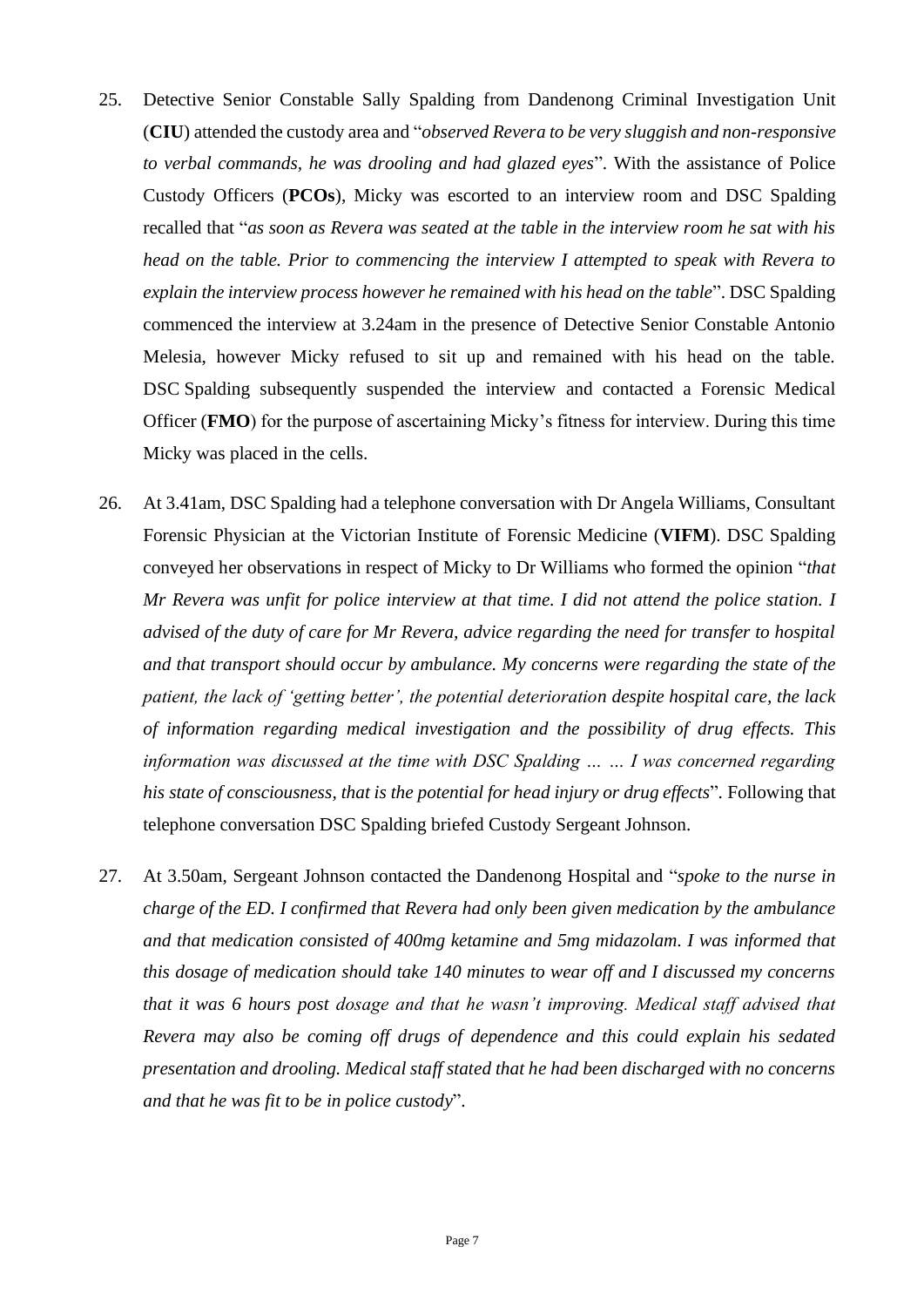25. Detective Senior Constable Sally Spalding from Dandenong Criminal Investigation Unit (**CIU**) attended the custody area and "*observed Revera to be very sluggish and non-responsive to verbal commands, he was drooling and had glazed eyes*". With the assistance of Police Custody Officers (**PCOs**), Micky was escorted to an interview room and DSC Spalding recalled that "*as soon as Revera was seated at the table in the interview room he sat with his head on the table. Prior to commencing the interview I attempted to speak with Revera to explain the interview process however he remained with his head on the table*". DSC Spalding commenced the interview at 3.24am in the presence of Detective Senior Constable Antonio Melesia, however Micky refused to sit up and remained with his head on the table. DSC Spalding subsequently suspended the interview and contacted a Forensic Medical Officer (**FMO**) for the purpose of ascertaining Micky's fitness for interview. During this time Micky was placed in the cells.

26. At 3.41am, DSC Spalding had a telephone conversation with Dr Angela Williams, Consultant Forensic Physician at the Victorian Institute of Forensic Medicine (**VIFM**). DSC Spalding conveyed her observations in respect of Micky to Dr Williams who formed the opinion "*that Mr Revera was unfit for police interview at that time. I did not attend the police station. I advised of the duty of care for Mr Revera, advice regarding the need for transfer to hospital and that transport should occur by ambulance. My concerns were regarding the state of the patient, the lack of 'getting better', the potential deterioration despite hospital care, the lack of information regarding medical investigation and the possibility of drug effects. This information was discussed at the time with DSC Spalding … … I was concerned regarding his state of consciousness, that is the potential for head injury or drug effects*". Following that telephone conversation DSC Spalding briefed Custody Sergeant Johnson.

27. At 3.50am, Sergeant Johnson contacted the Dandenong Hospital and "*spoke to the nurse in charge of the ED. I confirmed that Revera had only been given medication by the ambulance and that medication consisted of 400mg ketamine and 5mg midazolam. I was informed that this dosage of medication should take 140 minutes to wear off and I discussed my concerns that it was 6 hours post dosage and that he wasn't improving. Medical staff advised that Revera may also be coming off drugs of dependence and this could explain his sedated presentation and drooling. Medical staff stated that he had been discharged with no concerns and that he was fit to be in police custody*".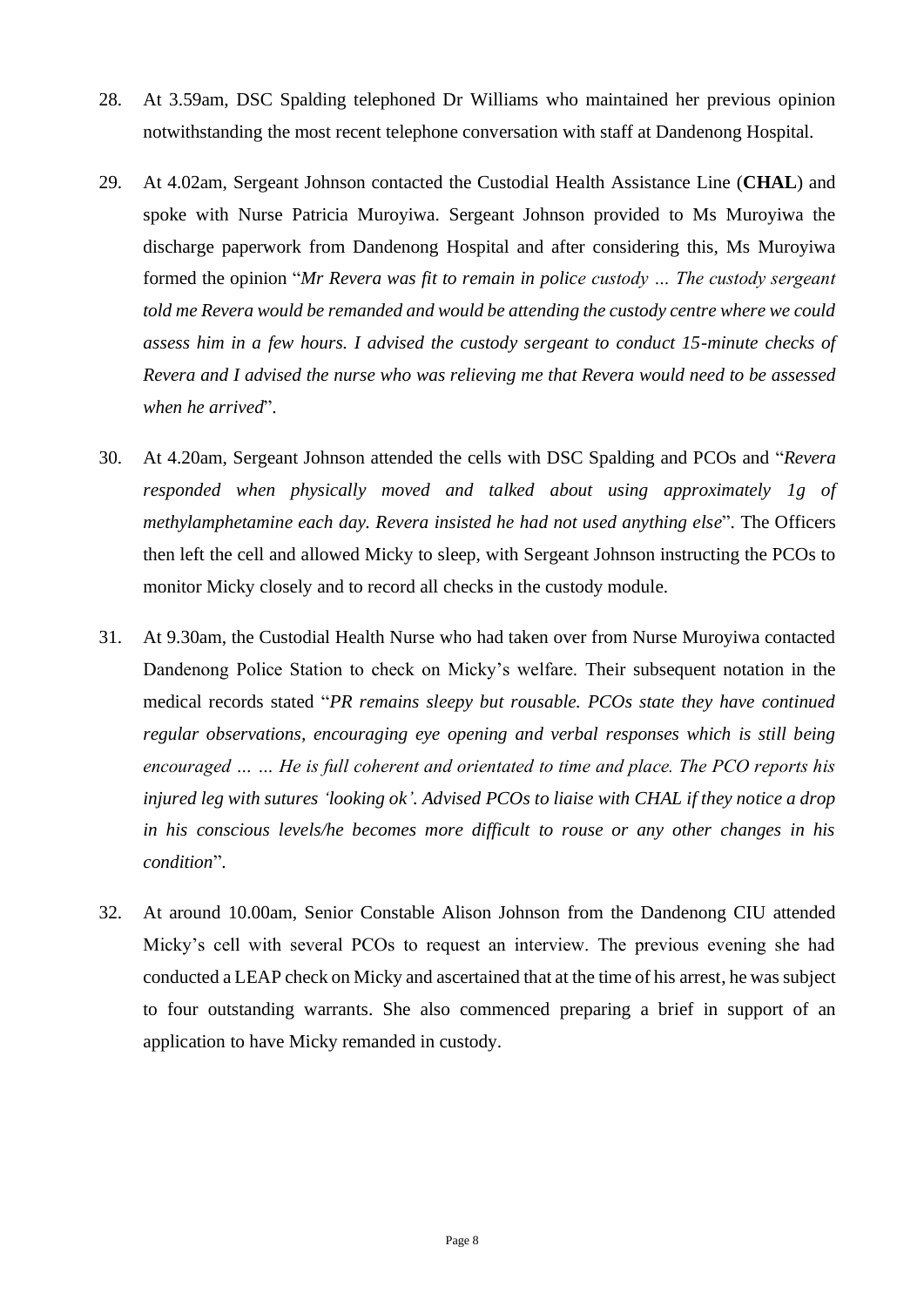28. At 3.59am, DSC Spalding telephoned Dr Williams who maintained her previous opinion notwithstanding the most recent telephone conversation with staff at Dandenong Hospital.

29. At 4.02am, Sergeant Johnson contacted the Custodial Health Assistance Line (**CHAL**) and spoke with Nurse Patricia Muroyiwa. Sergeant Johnson provided to Ms Muroyiwa the discharge paperwork from Dandenong Hospital and after considering this, Ms Muroyiwa formed the opinion "*Mr Revera was fit to remain in police custody … The custody sergeant told me Revera would be remanded and would be attending the custody centre where we could assess him in a few hours. I advised the custody sergeant to conduct 15-minute checks of Revera and I advised the nurse who was relieving me that Revera would need to be assessed when he arrived*".

30. At 4.20am, Sergeant Johnson attended the cells with DSC Spalding and PCOs and "*Revera responded when physically moved and talked about using approximately 1g of methylamphetamine each day. Revera insisted he had not used anything else*". The Officers then left the cell and allowed Micky to sleep, with Sergeant Johnson instructing the PCOs to monitor Micky closely and to record all checks in the custody module.

31. At 9.30am, the Custodial Health Nurse who had taken over from Nurse Muroyiwa contacted Dandenong Police Station to check on Micky's welfare. Their subsequent notation in the medical records stated "*PR remains sleepy but rousable. PCOs state they have continued regular observations, encouraging eye opening and verbal responses which is still being encouraged … … He is full coherent and orientated to time and place. The PCO reports his injured leg with sutures 'looking ok'. Advised PCOs to liaise with CHAL if they notice a drop in his conscious levels/he becomes more difficult to rouse or any other changes in his condition*".

32. At around 10.00am, Senior Constable Alison Johnson from the Dandenong CIU attended Micky's cell with several PCOs to request an interview. The previous evening she had conducted a LEAP check on Micky and ascertained that at the time of his arrest, he was subject to four outstanding warrants. She also commenced preparing a brief in support of an application to have Micky remanded in custody.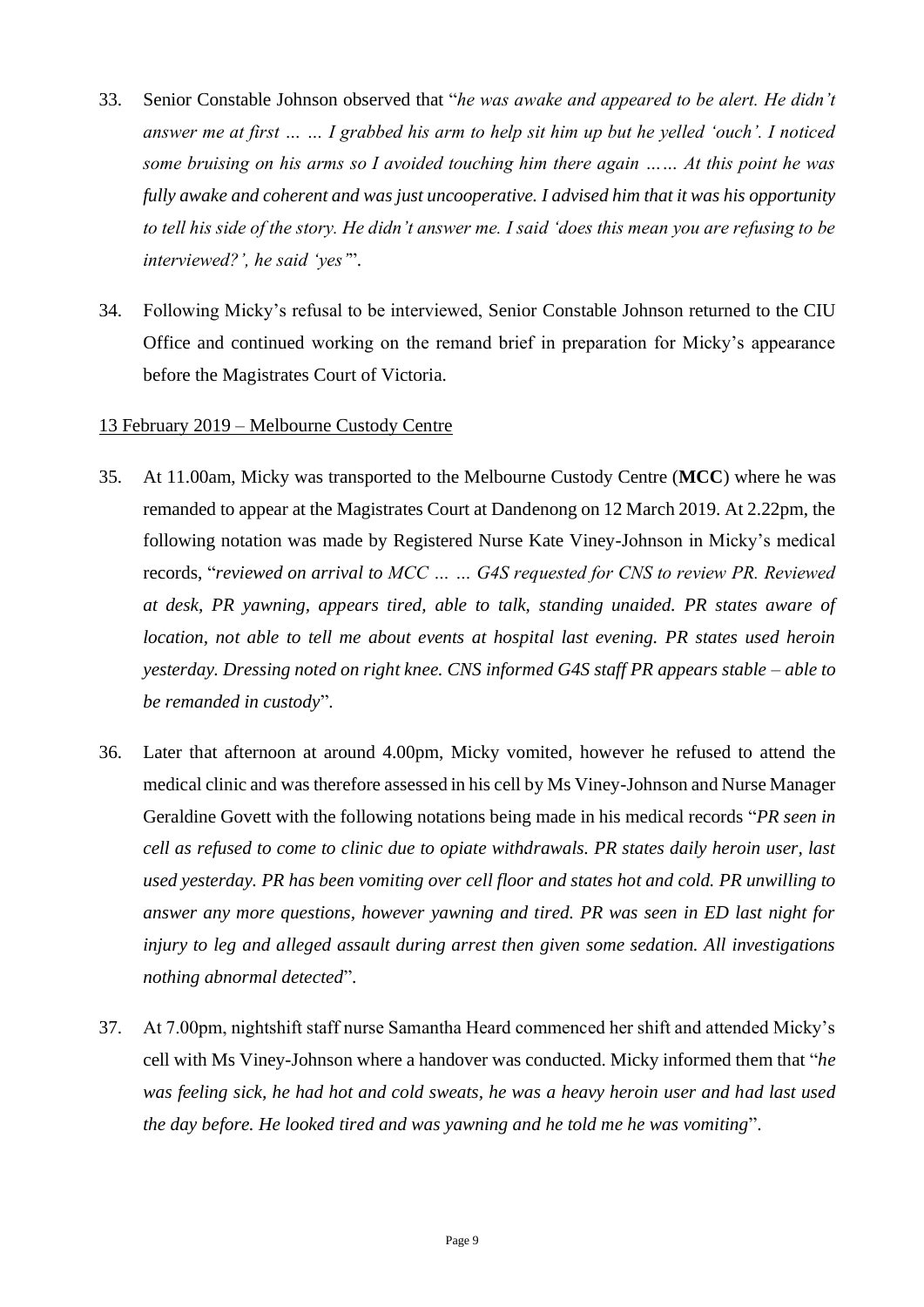33. Senior Constable Johnson observed that "*he was awake and appeared to be alert. He didn't answer me at first … … I grabbed his arm to help sit him up but he yelled 'ouch'. I noticed some bruising on his arms so I avoided touching him there again …… At this point he was fully awake and coherent and was just uncooperative. I advised him that it was his opportunity to tell his side of the story. He didn't answer me. I said 'does this mean you are refusing to be interviewed?', he said 'yes'*".

34. Following Micky's refusal to be interviewed, Senior Constable Johnson returned to the CIU Office and continued working on the remand brief in preparation for Micky's appearance before the Magistrates Court of Victoria.

<u>13 February 2019 – Melbourne Custody Centre</u>

35. At 11.00am, Micky was transported to the Melbourne Custody Centre (**MCC**) where he was remanded to appear at the Magistrates Court at Dandenong on 12 March 2019. At 2.22pm, the following notation was made by Registered Nurse Kate Viney-Johnson in Micky's medical records, "*reviewed on arrival to MCC … … G4S requested for CNS to review PR. Reviewed at desk, PR yawning, appears tired, able to talk, standing unaided. PR states aware of location, not able to tell me about events at hospital last evening. PR states used heroin yesterday. Dressing noted on right knee. CNS informed G4S staff PR appears stable – able to be remanded in custody*".

36. Later that afternoon at around 4.00pm, Micky vomited, however he refused to attend the medical clinic and was therefore assessed in his cell by Ms Viney-Johnson and Nurse Manager Geraldine Govett with the following notations being made in his medical records "*PR seen in cell as refused to come to clinic due to opiate withdrawals. PR states daily heroin user, last used yesterday. PR has been vomiting over cell floor and states hot and cold. PR unwilling to answer any more questions, however yawning and tired. PR was seen in ED last night for injury to leg and alleged assault during arrest then given some sedation. All investigations nothing abnormal detected*".

37. At 7.00pm, nightshift staff nurse Samantha Heard commenced her shift and attended Micky's cell with Ms Viney-Johnson where a handover was conducted. Micky informed them that "*he was feeling sick, he had hot and cold sweats, he was a heavy heroin user and had last used the day before. He looked tired and was yawning and he told me he was vomiting*".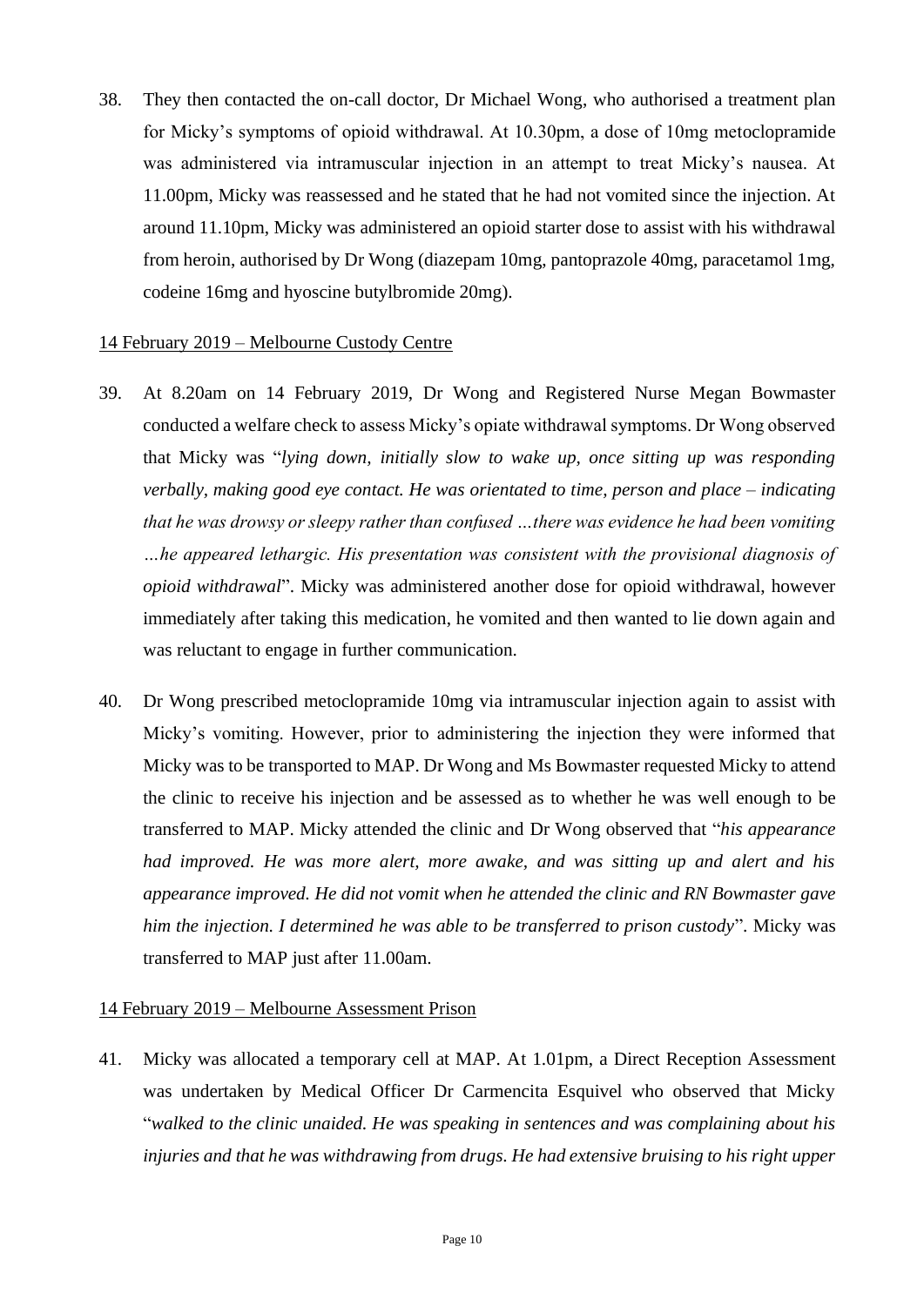38. They then contacted the on-call doctor, Dr Michael Wong, who authorised a treatment plan for Micky's symptoms of opioid withdrawal. At 10.30pm, a dose of 10mg metoclopramide was administered via intramuscular injection in an attempt to treat Micky's nausea. At 11.00pm, Micky was reassessed and he stated that he had not vomited since the injection. At around 11.10pm, Micky was administered an opioid starter dose to assist with his withdrawal from heroin, authorised by Dr Wong (diazepam 10mg, pantoprazole 40mg, paracetamol 1mg, codeine 16mg and hyoscine butylbromide 20mg).

<u>14 February 2019 – Melbourne Custody Centre</u>

39. At 8.20am on 14 February 2019, Dr Wong and Registered Nurse Megan Bowmaster conducted a welfare check to assess Micky's opiate withdrawal symptoms. Dr Wong observed that Micky was "*lying down, initially slow to wake up, once sitting up was responding verbally, making good eye contact. He was orientated to time, person and place – indicating that he was drowsy or sleepy rather than confused …there was evidence he had been vomiting …he appeared lethargic. His presentation was consistent with the provisional diagnosis of opioid withdrawal*". Micky was administered another dose for opioid withdrawal, however immediately after taking this medication, he vomited and then wanted to lie down again and was reluctant to engage in further communication.

40. Dr Wong prescribed metoclopramide 10mg via intramuscular injection again to assist with Micky's vomiting. However, prior to administering the injection they were informed that Micky was to be transported to MAP. Dr Wong and Ms Bowmaster requested Micky to attend the clinic to receive his injection and be assessed as to whether he was well enough to be transferred to MAP. Micky attended the clinic and Dr Wong observed that "*his appearance had improved. He was more alert, more awake, and was sitting up and alert and his appearance improved. He did not vomit when he attended the clinic and RN Bowmaster gave him the injection. I determined he was able to be transferred to prison custody*". Micky was transferred to MAP just after 11.00am.

<u>14 February 2019 – Melbourne Assessment Prison</u>

41. Micky was allocated a temporary cell at MAP. At 1.01pm, a Direct Reception Assessment was undertaken by Medical Officer Dr Carmencita Esquivel who observed that Micky "*walked to the clinic unaided. He was speaking in sentences and was complaining about his injuries and that he was withdrawing from drugs. He had extensive bruising to his right upper*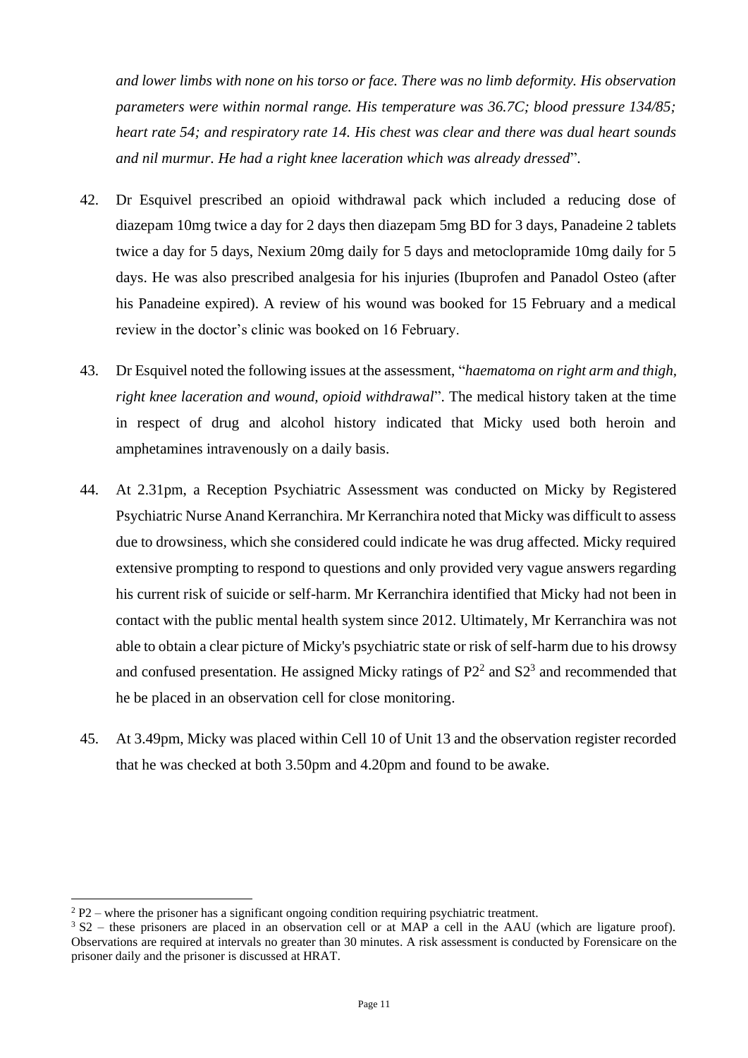*and lower limbs with none on his torso or face. There was no limb deformity. His observation parameters were within normal range. His temperature was 36.7C; blood pressure 134/85; heart rate 54; and respiratory rate 14. His chest was clear and there was dual heart sounds and nil murmur. He had a right knee laceration which was already dressed*".

42. Dr Esquivel prescribed an opioid withdrawal pack which included a reducing dose of diazepam 10mg twice a day for 2 days then diazepam 5mg BD for 3 days, Panadeine 2 tablets twice a day for 5 days, Nexium 20mg daily for 5 days and metoclopramide 10mg daily for 5 days. He was also prescribed analgesia for his injuries (Ibuprofen and Panadol Osteo (after his Panadeine expired). A review of his wound was booked for 15 February and a medical review in the doctor's clinic was booked on 16 February.

43. Dr Esquivel noted the following issues at the assessment, "*haematoma on right arm and thigh, right knee laceration and wound, opioid withdrawal*". The medical history taken at the time in respect of drug and alcohol history indicated that Micky used both heroin and amphetamines intravenously on a daily basis.

44. At 2.31pm, a Reception Psychiatric Assessment was conducted on Micky by Registered Psychiatric Nurse Anand Kerranchira. Mr Kerranchira noted that Micky was difficult to assess due to drowsiness, which she considered could indicate he was drug affected. Micky required extensive prompting to respond to questions and only provided very vague answers regarding his current risk of suicide or self-harm. Mr Kerranchira identified that Micky had not been in contact with the public mental health system since 2012. Ultimately, Mr Kerranchira was not able to obtain a clear picture of Micky's psychiatric state or risk of self-harm due to his drowsy and confused presentation. He assigned Micky ratings of P2[2] and S2[3] and recommended that he be placed in an observation cell for close monitoring.

45. At 3.49pm, Micky was placed within Cell 10 of Unit 13 and the observation register recorded that he was checked at both 3.50pm and 4.20pm and found to be awake.

---

[2] P2 – where the prisoner has a significant ongoing condition requiring psychiatric treatment.

[3] S2 – these prisoners are placed in an observation cell or at MAP a cell in the AAU (which are ligature proof). Observations are required at intervals no greater than 30 minutes. A risk assessment is conducted by Forensicare on the prisoner daily and the prisoner is discussed at HRAT.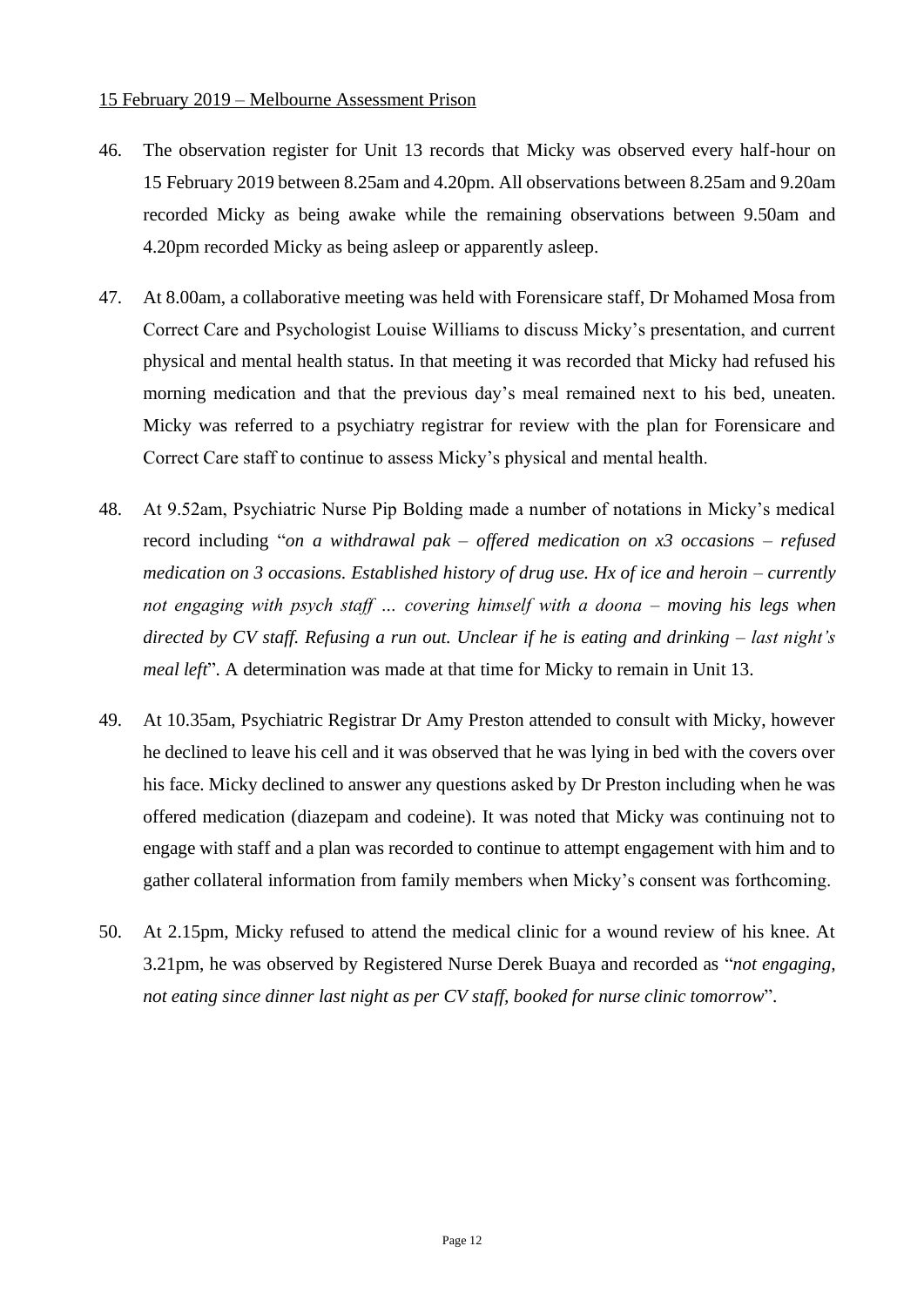15 February 2019 – Melbourne Assessment Prison

46. The observation register for Unit 13 records that Micky was observed every half-hour on 15 February 2019 between 8.25am and 4.20pm. All observations between 8.25am and 9.20am recorded Micky as being awake while the remaining observations between 9.50am and 4.20pm recorded Micky as being asleep or apparently asleep.

47. At 8.00am, a collaborative meeting was held with Forensicare staff, Dr Mohamed Mosa from Correct Care and Psychologist Louise Williams to discuss Micky's presentation, and current physical and mental health status. In that meeting it was recorded that Micky had refused his morning medication and that the previous day's meal remained next to his bed, uneaten. Micky was referred to a psychiatry registrar for review with the plan for Forensicare and Correct Care staff to continue to assess Micky's physical and mental health.

48. At 9.52am, Psychiatric Nurse Pip Bolding made a number of notations in Micky's medical record including "*on a withdrawal pak – offered medication on x3 occasions – refused medication on 3 occasions. Established history of drug use. Hx of ice and heroin – currently not engaging with psych staff … covering himself with a doona – moving his legs when directed by CV staff. Refusing a run out. Unclear if he is eating and drinking – last night's meal left*". A determination was made at that time for Micky to remain in Unit 13.

49. At 10.35am, Psychiatric Registrar Dr Amy Preston attended to consult with Micky, however he declined to leave his cell and it was observed that he was lying in bed with the covers over his face. Micky declined to answer any questions asked by Dr Preston including when he was offered medication (diazepam and codeine). It was noted that Micky was continuing not to engage with staff and a plan was recorded to continue to attempt engagement with him and to gather collateral information from family members when Micky's consent was forthcoming.

50. At 2.15pm, Micky refused to attend the medical clinic for a wound review of his knee. At 3.21pm, he was observed by Registered Nurse Derek Buaya and recorded as "*not engaging, not eating since dinner last night as per CV staff, booked for nurse clinic tomorrow*".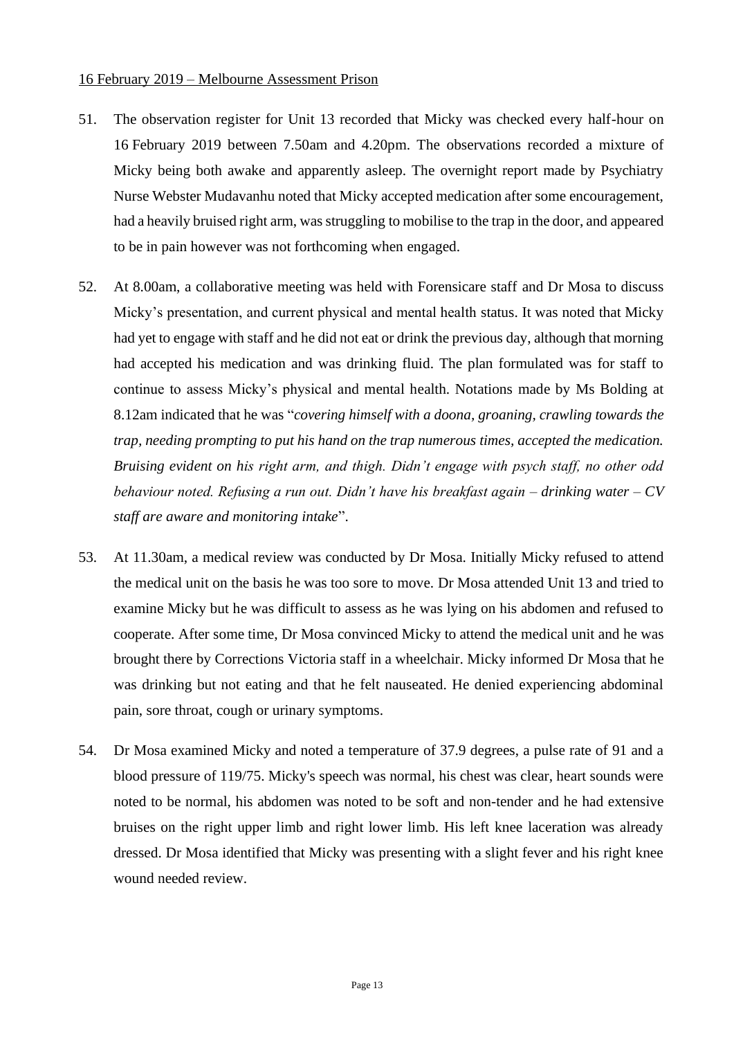16 February 2019 – Melbourne Assessment Prison

51. The observation register for Unit 13 recorded that Micky was checked every half-hour on 16 February 2019 between 7.50am and 4.20pm. The observations recorded a mixture of Micky being both awake and apparently asleep. The overnight report made by Psychiatry Nurse Webster Mudavanhu noted that Micky accepted medication after some encouragement, had a heavily bruised right arm, was struggling to mobilise to the trap in the door, and appeared to be in pain however was not forthcoming when engaged.

52. At 8.00am, a collaborative meeting was held with Forensicare staff and Dr Mosa to discuss Micky's presentation, and current physical and mental health status. It was noted that Micky had yet to engage with staff and he did not eat or drink the previous day, although that morning had accepted his medication and was drinking fluid. The plan formulated was for staff to continue to assess Micky's physical and mental health. Notations made by Ms Bolding at 8.12am indicated that he was "*covering himself with a doona, groaning, crawling towards the trap, needing prompting to put his hand on the trap numerous times, accepted the medication. Bruising evident on his right arm, and thigh. Didn't engage with psych staff, no other odd behaviour noted. Refusing a run out. Didn't have his breakfast again – drinking water – CV staff are aware and monitoring intake*".

53. At 11.30am, a medical review was conducted by Dr Mosa. Initially Micky refused to attend the medical unit on the basis he was too sore to move. Dr Mosa attended Unit 13 and tried to examine Micky but he was difficult to assess as he was lying on his abdomen and refused to cooperate. After some time, Dr Mosa convinced Micky to attend the medical unit and he was brought there by Corrections Victoria staff in a wheelchair. Micky informed Dr Mosa that he was drinking but not eating and that he felt nauseated. He denied experiencing abdominal pain, sore throat, cough or urinary symptoms.

54. Dr Mosa examined Micky and noted a temperature of 37.9 degrees, a pulse rate of 91 and a blood pressure of 119/75. Micky's speech was normal, his chest was clear, heart sounds were noted to be normal, his abdomen was noted to be soft and non-tender and he had extensive bruises on the right upper limb and right lower limb. His left knee laceration was already dressed. Dr Mosa identified that Micky was presenting with a slight fever and his right knee wound needed review.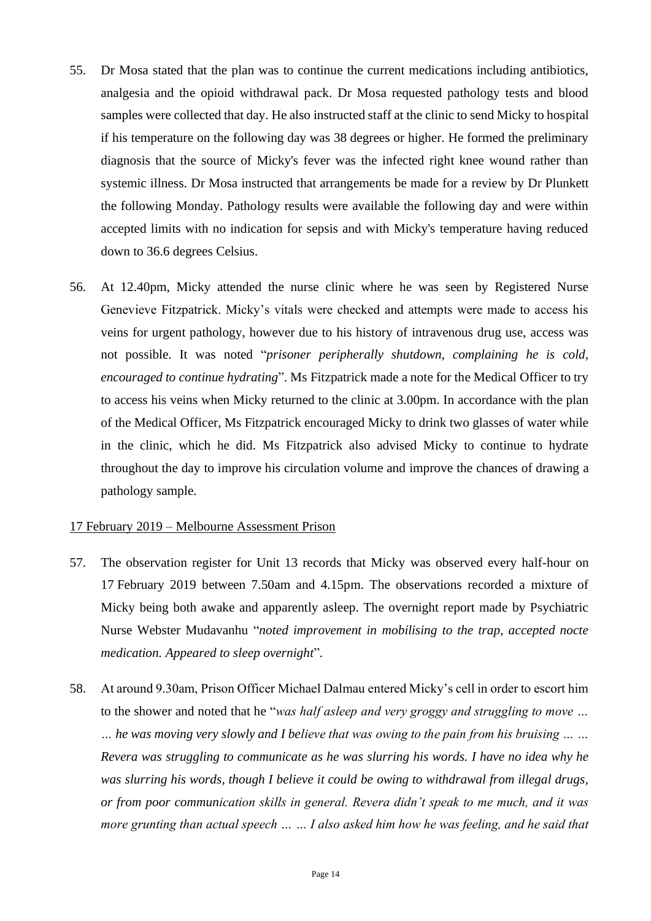55. Dr Mosa stated that the plan was to continue the current medications including antibiotics, analgesia and the opioid withdrawal pack. Dr Mosa requested pathology tests and blood samples were collected that day. He also instructed staff at the clinic to send Micky to hospital if his temperature on the following day was 38 degrees or higher. He formed the preliminary diagnosis that the source of Micky's fever was the infected right knee wound rather than systemic illness. Dr Mosa instructed that arrangements be made for a review by Dr Plunkett the following Monday. Pathology results were available the following day and were within accepted limits with no indication for sepsis and with Micky's temperature having reduced down to 36.6 degrees Celsius.

56. At 12.40pm, Micky attended the nurse clinic where he was seen by Registered Nurse Genevieve Fitzpatrick. Micky's vitals were checked and attempts were made to access his veins for urgent pathology, however due to his history of intravenous drug use, access was not possible. It was noted "*prisoner peripherally shutdown, complaining he is cold, encouraged to continue hydrating*". Ms Fitzpatrick made a note for the Medical Officer to try to access his veins when Micky returned to the clinic at 3.00pm. In accordance with the plan of the Medical Officer, Ms Fitzpatrick encouraged Micky to drink two glasses of water while in the clinic, which he did. Ms Fitzpatrick also advised Micky to continue to hydrate throughout the day to improve his circulation volume and improve the chances of drawing a pathology sample.

<u>17 February 2019 – Melbourne Assessment Prison</u>

57. The observation register for Unit 13 records that Micky was observed every half-hour on 17 February 2019 between 7.50am and 4.15pm. The observations recorded a mixture of Micky being both awake and apparently asleep. The overnight report made by Psychiatric Nurse Webster Mudavanhu "*noted improvement in mobilising to the trap, accepted nocte medication. Appeared to sleep overnight*".

58. At around 9.30am, Prison Officer Michael Dalmau entered Micky's cell in order to escort him to the shower and noted that he "*was half asleep and very groggy and struggling to move … … he was moving very slowly and I believe that was owing to the pain from his bruising … … Revera was struggling to communicate as he was slurring his words. I have no idea why he was slurring his words, though I believe it could be owing to withdrawal from illegal drugs, or from poor communication skills in general. Revera didn't speak to me much, and it was more grunting than actual speech … … I also asked him how he was feeling, and he said that*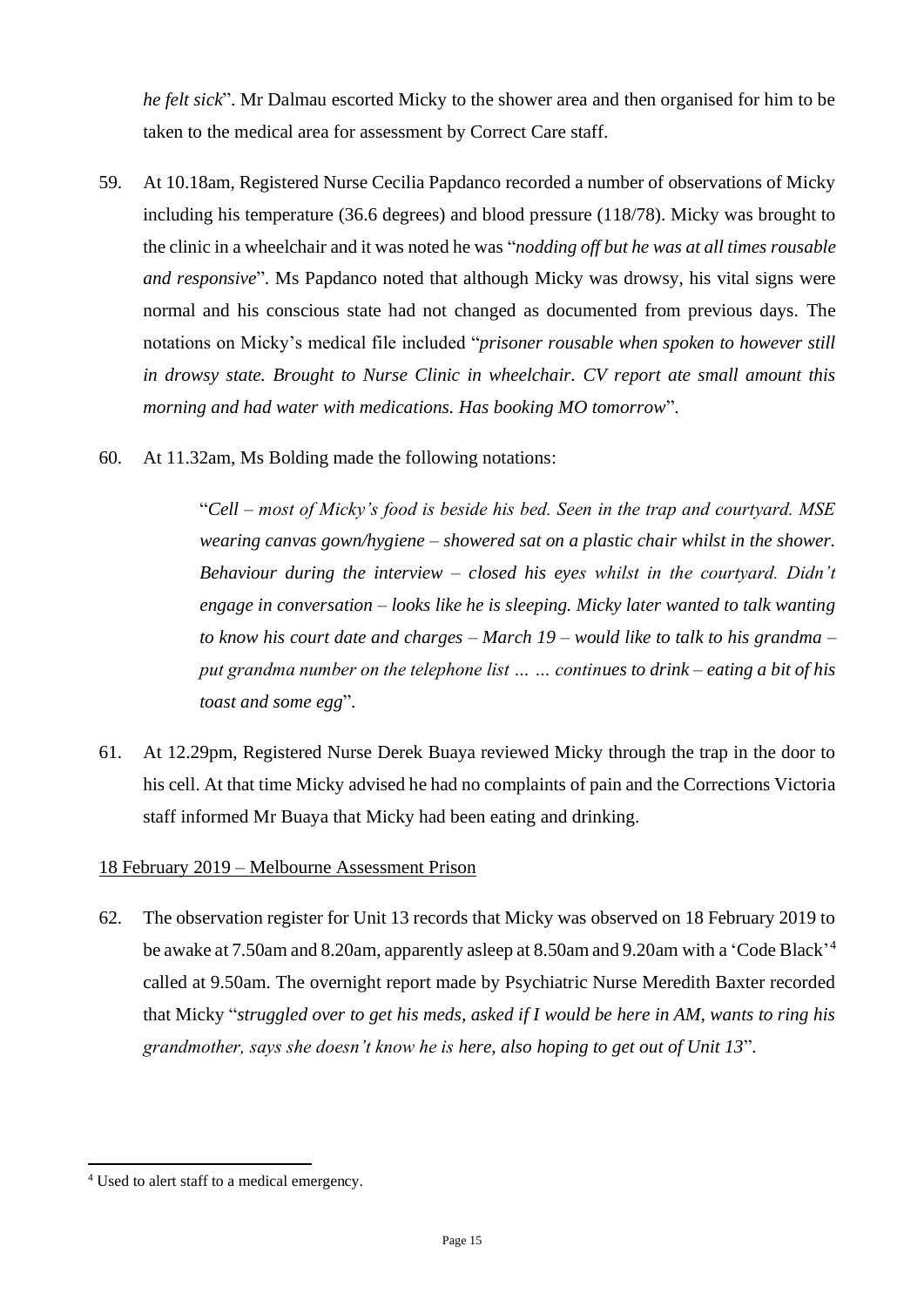*he felt sick*". Mr Dalmau escorted Micky to the shower area and then organised for him to be taken to the medical area for assessment by Correct Care staff.

59. At 10.18am, Registered Nurse Cecilia Papdanco recorded a number of observations of Micky including his temperature (36.6 degrees) and blood pressure (118/78). Micky was brought to the clinic in a wheelchair and it was noted he was "*nodding off but he was at all times rousable and responsive*". Ms Papdanco noted that although Micky was drowsy, his vital signs were normal and his conscious state had not changed as documented from previous days. The notations on Micky's medical file included "*prisoner rousable when spoken to however still in drowsy state. Brought to Nurse Clinic in wheelchair. CV report ate small amount this morning and had water with medications. Has booking MO tomorrow*".

60. At 11.32am, Ms Bolding made the following notations:

> "*Cell – most of Micky's food is beside his bed. Seen in the trap and courtyard. MSE wearing canvas gown/hygiene – showered sat on a plastic chair whilst in the shower. Behaviour during the interview – closed his eyes whilst in the courtyard. Didn't engage in conversation – looks like he is sleeping. Micky later wanted to talk wanting to know his court date and charges – March 19 – would like to talk to his grandma – put grandma number on the telephone list … … continues to drink – eating a bit of his toast and some egg*".

61. At 12.29pm, Registered Nurse Derek Buaya reviewed Micky through the trap in the door to his cell. At that time Micky advised he had no complaints of pain and the Corrections Victoria staff informed Mr Buaya that Micky had been eating and drinking.

<u>18 February 2019 – Melbourne Assessment Prison</u>

62. The observation register for Unit 13 records that Micky was observed on 18 February 2019 to be awake at 7.50am and 8.20am, apparently asleep at 8.50am and 9.20am with a 'Code Black'[4] called at 9.50am. The overnight report made by Psychiatric Nurse Meredith Baxter recorded that Micky "*struggled over to get his meds, asked if I would be here in AM, wants to ring his grandmother, says she doesn't know he is here, also hoping to get out of Unit 13*".

---

[4] Used to alert staff to a medical emergency.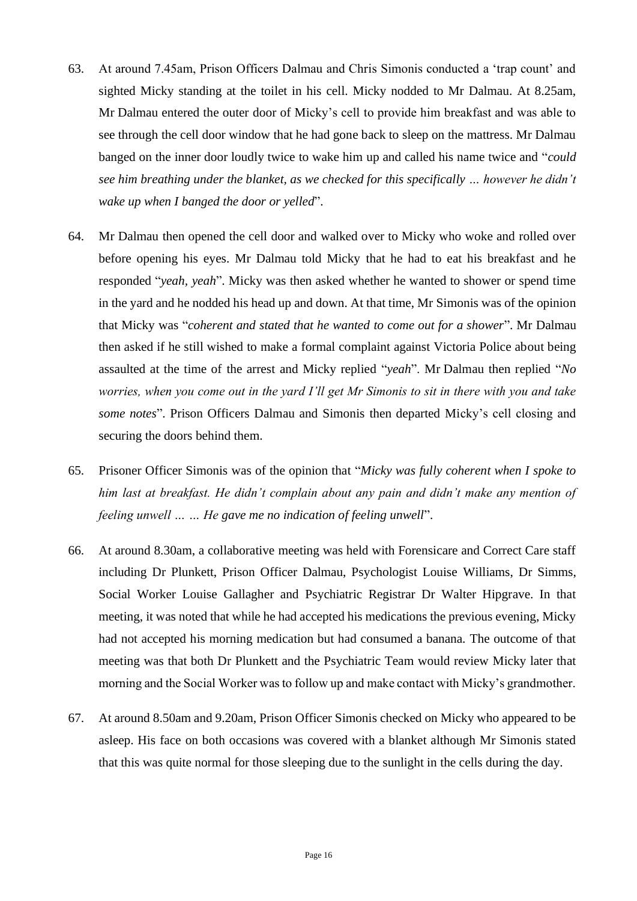63. At around 7.45am, Prison Officers Dalmau and Chris Simonis conducted a 'trap count' and sighted Micky standing at the toilet in his cell. Micky nodded to Mr Dalmau. At 8.25am, Mr Dalmau entered the outer door of Micky's cell to provide him breakfast and was able to see through the cell door window that he had gone back to sleep on the mattress. Mr Dalmau banged on the inner door loudly twice to wake him up and called his name twice and "*could see him breathing under the blanket, as we checked for this specifically … however he didn't wake up when I banged the door or yelled*".

64. Mr Dalmau then opened the cell door and walked over to Micky who woke and rolled over before opening his eyes. Mr Dalmau told Micky that he had to eat his breakfast and he responded "*yeah, yeah*". Micky was then asked whether he wanted to shower or spend time in the yard and he nodded his head up and down. At that time, Mr Simonis was of the opinion that Micky was "*coherent and stated that he wanted to come out for a shower*". Mr Dalmau then asked if he still wished to make a formal complaint against Victoria Police about being assaulted at the time of the arrest and Micky replied "*yeah*". Mr Dalmau then replied "*No worries, when you come out in the yard I'll get Mr Simonis to sit in there with you and take some notes*". Prison Officers Dalmau and Simonis then departed Micky's cell closing and securing the doors behind them.

65. Prisoner Officer Simonis was of the opinion that "*Micky was fully coherent when I spoke to him last at breakfast. He didn't complain about any pain and didn't make any mention of feeling unwell … … He gave me no indication of feeling unwell*".

66. At around 8.30am, a collaborative meeting was held with Forensicare and Correct Care staff including Dr Plunkett, Prison Officer Dalmau, Psychologist Louise Williams, Dr Simms, Social Worker Louise Gallagher and Psychiatric Registrar Dr Walter Hipgrave. In that meeting, it was noted that while he had accepted his medications the previous evening, Micky had not accepted his morning medication but had consumed a banana. The outcome of that meeting was that both Dr Plunkett and the Psychiatric Team would review Micky later that morning and the Social Worker was to follow up and make contact with Micky's grandmother.

67. At around 8.50am and 9.20am, Prison Officer Simonis checked on Micky who appeared to be asleep. His face on both occasions was covered with a blanket although Mr Simonis stated that this was quite normal for those sleeping due to the sunlight in the cells during the day.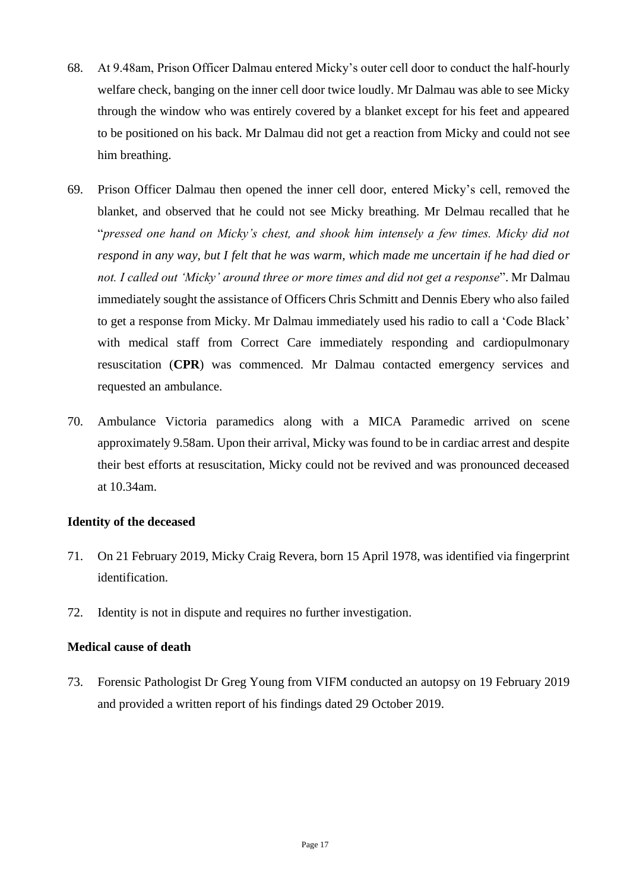68. At 9.48am, Prison Officer Dalmau entered Micky's outer cell door to conduct the half-hourly welfare check, banging on the inner cell door twice loudly. Mr Dalmau was able to see Micky through the window who was entirely covered by a blanket except for his feet and appeared to be positioned on his back. Mr Dalmau did not get a reaction from Micky and could not see him breathing.

69. Prison Officer Dalmau then opened the inner cell door, entered Micky's cell, removed the blanket, and observed that he could not see Micky breathing. Mr Delmau recalled that he "*pressed one hand on Micky's chest, and shook him intensely a few times. Micky did not respond in any way, but I felt that he was warm, which made me uncertain if he had died or not. I called out 'Micky' around three or more times and did not get a response*". Mr Dalmau immediately sought the assistance of Officers Chris Schmitt and Dennis Ebery who also failed to get a response from Micky. Mr Dalmau immediately used his radio to call a 'Code Black' with medical staff from Correct Care immediately responding and cardiopulmonary resuscitation (**CPR**) was commenced. Mr Dalmau contacted emergency services and requested an ambulance.

70. Ambulance Victoria paramedics along with a MICA Paramedic arrived on scene approximately 9.58am. Upon their arrival, Micky was found to be in cardiac arrest and despite their best efforts at resuscitation, Micky could not be revived and was pronounced deceased at 10.34am.

### Identity of the deceased

71. On 21 February 2019, Micky Craig Revera, born 15 April 1978, was identified via fingerprint identification.

72. Identity is not in dispute and requires no further investigation.

### Medical cause of death

73. Forensic Pathologist Dr Greg Young from VIFM conducted an autopsy on 19 February 2019 and provided a written report of his findings dated 29 October 2019.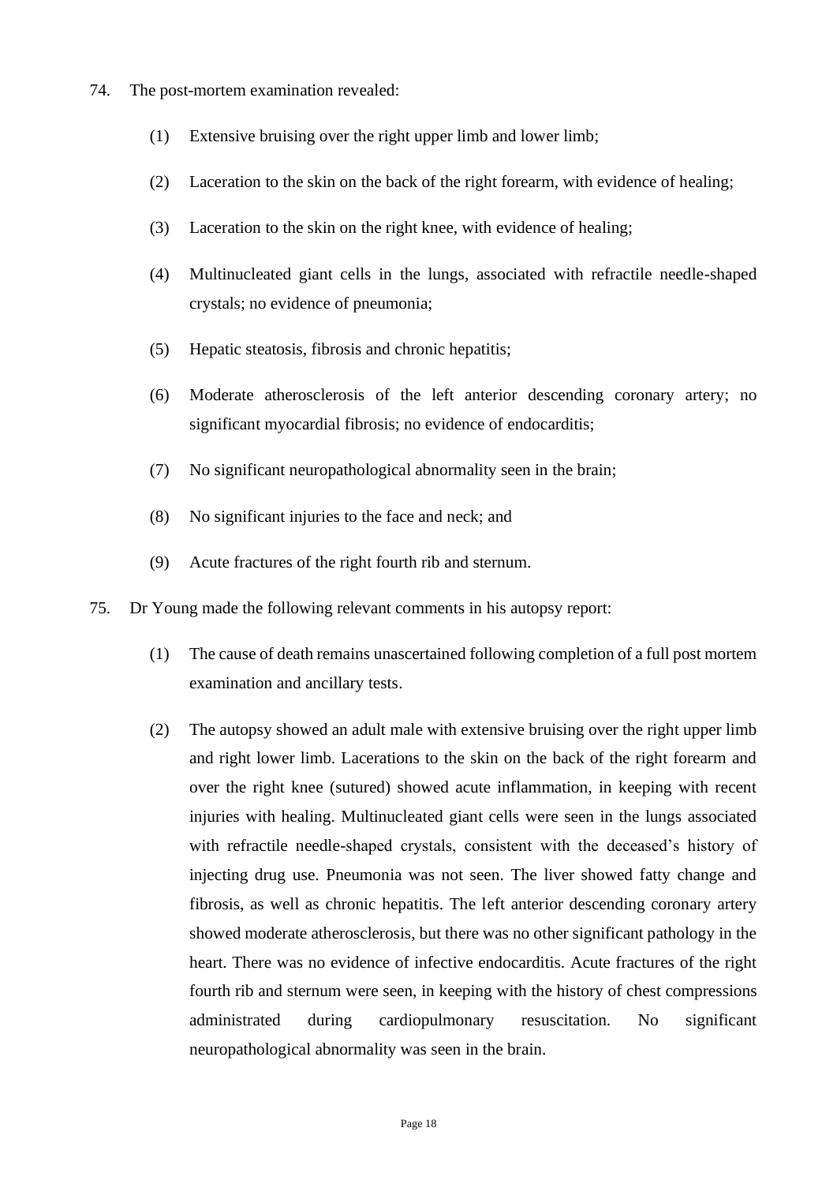74. The post-mortem examination revealed:

    (1) Extensive bruising over the right upper limb and lower limb;

    (2) Laceration to the skin on the back of the right forearm, with evidence of healing;

    (3) Laceration to the skin on the right knee, with evidence of healing;

    (4) Multinucleated giant cells in the lungs, associated with refractile needle-shaped crystals; no evidence of pneumonia;

    (5) Hepatic steatosis, fibrosis and chronic hepatitis;

    (6) Moderate atherosclerosis of the left anterior descending coronary artery; no significant myocardial fibrosis; no evidence of endocarditis;

    (7) No significant neuropathological abnormality seen in the brain;

    (8) No significant injuries to the face and neck; and

    (9) Acute fractures of the right fourth rib and sternum.

75. Dr Young made the following relevant comments in his autopsy report:

    (1) The cause of death remains unascertained following completion of a full post mortem examination and ancillary tests.

    (2) The autopsy showed an adult male with extensive bruising over the right upper limb and right lower limb. Lacerations to the skin on the back of the right forearm and over the right knee (sutured) showed acute inflammation, in keeping with recent injuries with healing. Multinucleated giant cells were seen in the lungs associated with refractile needle-shaped crystals, consistent with the deceased's history of injecting drug use. Pneumonia was not seen. The liver showed fatty change and fibrosis, as well as chronic hepatitis. The left anterior descending coronary artery showed moderate atherosclerosis, but there was no other significant pathology in the heart. There was no evidence of infective endocarditis. Acute fractures of the right fourth rib and sternum were seen, in keeping with the history of chest compressions administrated during cardiopulmonary resuscitation. No significant neuropathological abnormality was seen in the brain.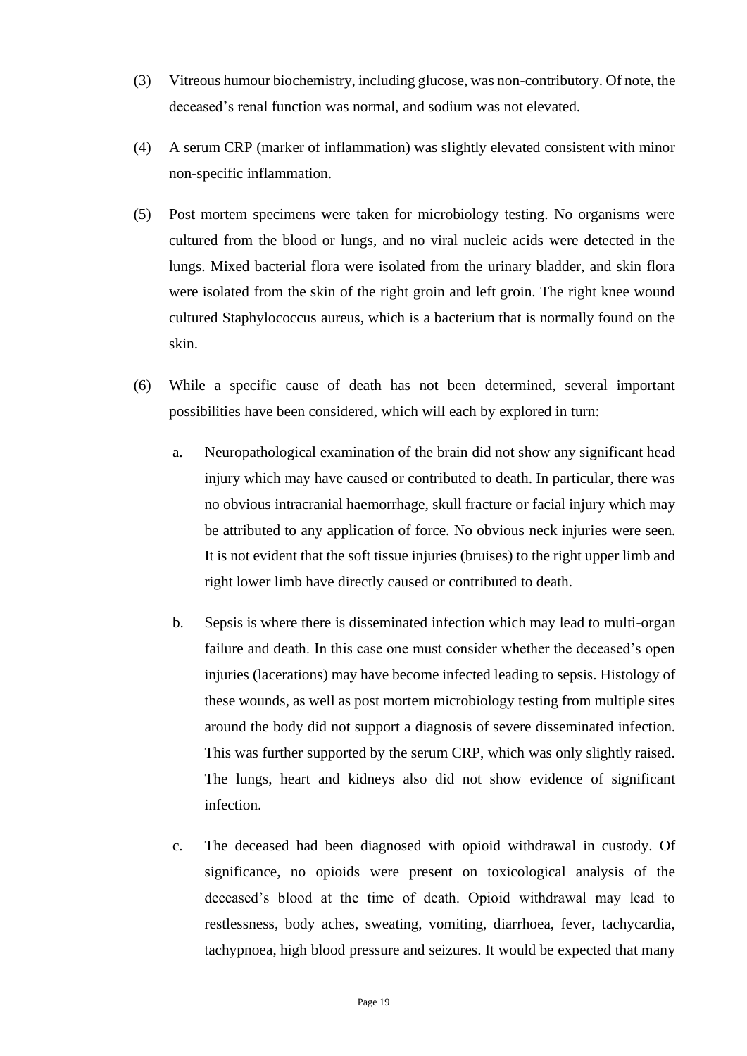(3) Vitreous humour biochemistry, including glucose, was non-contributory. Of note, the deceased's renal function was normal, and sodium was not elevated.

(4) A serum CRP (marker of inflammation) was slightly elevated consistent with minor non-specific inflammation.

(5) Post mortem specimens were taken for microbiology testing. No organisms were cultured from the blood or lungs, and no viral nucleic acids were detected in the lungs. Mixed bacterial flora were isolated from the urinary bladder, and skin flora were isolated from the skin of the right groin and left groin. The right knee wound cultured Staphylococcus aureus, which is a bacterium that is normally found on the skin.

(6) While a specific cause of death has not been determined, several important possibilities have been considered, which will each by explored in turn:

   a. Neuropathological examination of the brain did not show any significant head injury which may have caused or contributed to death. In particular, there was no obvious intracranial haemorrhage, skull fracture or facial injury which may be attributed to any application of force. No obvious neck injuries were seen. It is not evident that the soft tissue injuries (bruises) to the right upper limb and right lower limb have directly caused or contributed to death.

   b. Sepsis is where there is disseminated infection which may lead to multi-organ failure and death. In this case one must consider whether the deceased's open injuries (lacerations) may have become infected leading to sepsis. Histology of these wounds, as well as post mortem microbiology testing from multiple sites around the body did not support a diagnosis of severe disseminated infection. This was further supported by the serum CRP, which was only slightly raised. The lungs, heart and kidneys also did not show evidence of significant infection.

   c. The deceased had been diagnosed with opioid withdrawal in custody. Of significance, no opioids were present on toxicological analysis of the deceased's blood at the time of death. Opioid withdrawal may lead to restlessness, body aches, sweating, vomiting, diarrhoea, fever, tachycardia, tachypnoea, high blood pressure and seizures. It would be expected that many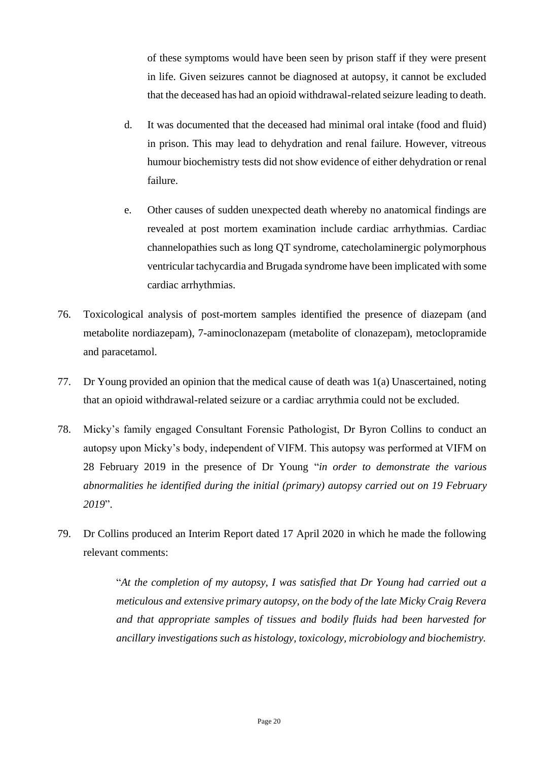of these symptoms would have been seen by prison staff if they were present in life. Given seizures cannot be diagnosed at autopsy, it cannot be excluded that the deceased has had an opioid withdrawal-related seizure leading to death.

d. It was documented that the deceased had minimal oral intake (food and fluid) in prison. This may lead to dehydration and renal failure. However, vitreous humour biochemistry tests did not show evidence of either dehydration or renal failure.

e. Other causes of sudden unexpected death whereby no anatomical findings are revealed at post mortem examination include cardiac arrhythmias. Cardiac channelopathies such as long QT syndrome, catecholaminergic polymorphous ventricular tachycardia and Brugada syndrome have been implicated with some cardiac arrhythmias.

76. Toxicological analysis of post-mortem samples identified the presence of diazepam (and metabolite nordiazepam), 7-aminoclonazepam (metabolite of clonazepam), metoclopramide and paracetamol.

77. Dr Young provided an opinion that the medical cause of death was 1(a) Unascertained, noting that an opioid withdrawal-related seizure or a cardiac arrythmia could not be excluded.

78. Micky's family engaged Consultant Forensic Pathologist, Dr Byron Collins to conduct an autopsy upon Micky's body, independent of VIFM. This autopsy was performed at VIFM on 28 February 2019 in the presence of Dr Young "*in order to demonstrate the various abnormalities he identified during the initial (primary) autopsy carried out on 19 February 2019*".

79. Dr Collins produced an Interim Report dated 17 April 2020 in which he made the following relevant comments:

> "*At the completion of my autopsy, I was satisfied that Dr Young had carried out a meticulous and extensive primary autopsy, on the body of the late Micky Craig Revera and that appropriate samples of tissues and bodily fluids had been harvested for ancillary investigations such as histology, toxicology, microbiology and biochemistry.*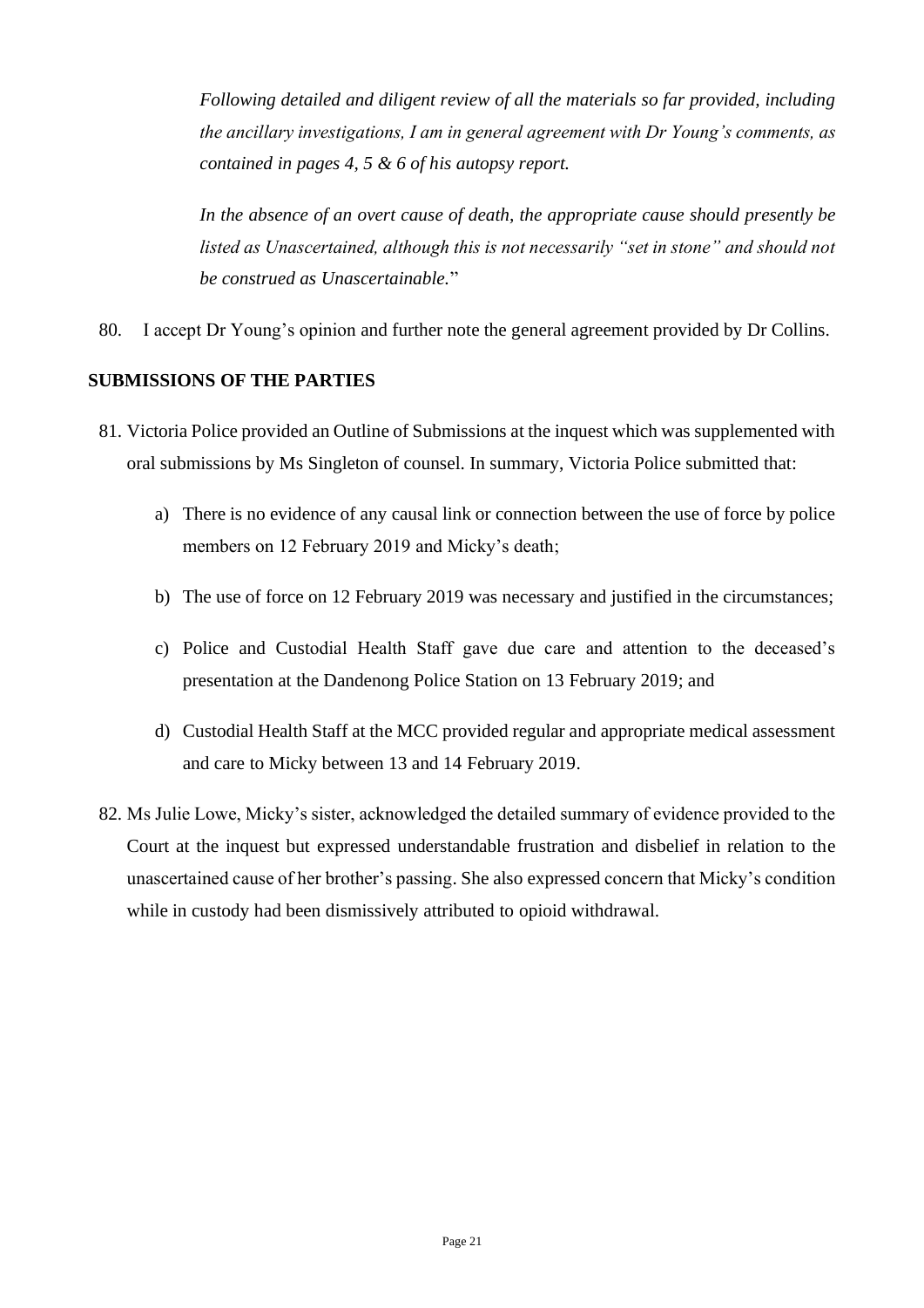*Following detailed and diligent review of all the materials so far provided, including the ancillary investigations, I am in general agreement with Dr Young's comments, as contained in pages 4, 5 & 6 of his autopsy report.*

*In the absence of an overt cause of death, the appropriate cause should presently be listed as Unascertained, although this is not necessarily "set in stone" and should not be construed as Unascertainable.*"

80. I accept Dr Young's opinion and further note the general agreement provided by Dr Collins.

## SUBMISSIONS OF THE PARTIES

81. Victoria Police provided an Outline of Submissions at the inquest which was supplemented with oral submissions by Ms Singleton of counsel. In summary, Victoria Police submitted that:

    a) There is no evidence of any causal link or connection between the use of force by police members on 12 February 2019 and Micky's death;

    b) The use of force on 12 February 2019 was necessary and justified in the circumstances;

    c) Police and Custodial Health Staff gave due care and attention to the deceased's presentation at the Dandenong Police Station on 13 February 2019; and

    d) Custodial Health Staff at the MCC provided regular and appropriate medical assessment and care to Micky between 13 and 14 February 2019.

82. Ms Julie Lowe, Micky's sister, acknowledged the detailed summary of evidence provided to the Court at the inquest but expressed understandable frustration and disbelief in relation to the unascertained cause of her brother's passing. She also expressed concern that Micky's condition while in custody had been dismissively attributed to opioid withdrawal.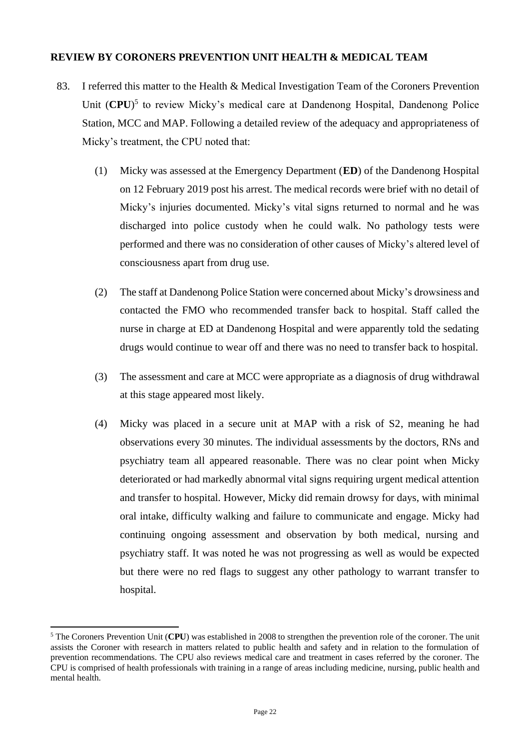## REVIEW BY CORONERS PREVENTION UNIT HEALTH & MEDICAL TEAM

83. I referred this matter to the Health & Medical Investigation Team of the Coroners Prevention Unit (**CPU**)[5] to review Micky's medical care at Dandenong Hospital, Dandenong Police Station, MCC and MAP. Following a detailed review of the adequacy and appropriateness of Micky's treatment, the CPU noted that:

    (1) Micky was assessed at the Emergency Department (**ED**) of the Dandenong Hospital on 12 February 2019 post his arrest. The medical records were brief with no detail of Micky's injuries documented. Micky's vital signs returned to normal and he was discharged into police custody when he could walk. No pathology tests were performed and there was no consideration of other causes of Micky's altered level of consciousness apart from drug use.

    (2) The staff at Dandenong Police Station were concerned about Micky's drowsiness and contacted the FMO who recommended transfer back to hospital. Staff called the nurse in charge at ED at Dandenong Hospital and were apparently told the sedating drugs would continue to wear off and there was no need to transfer back to hospital.

    (3) The assessment and care at MCC were appropriate as a diagnosis of drug withdrawal at this stage appeared most likely.

    (4) Micky was placed in a secure unit at MAP with a risk of S2, meaning he had observations every 30 minutes. The individual assessments by the doctors, RNs and psychiatry team all appeared reasonable. There was no clear point when Micky deteriorated or had markedly abnormal vital signs requiring urgent medical attention and transfer to hospital. However, Micky did remain drowsy for days, with minimal oral intake, difficulty walking and failure to communicate and engage. Micky had continuing ongoing assessment and observation by both medical, nursing and psychiatry staff. It was noted he was not progressing as well as would be expected but there were no red flags to suggest any other pathology to warrant transfer to hospital.

---

[5] The Coroners Prevention Unit (**CPU**) was established in 2008 to strengthen the prevention role of the coroner. The unit assists the Coroner with research in matters related to public health and safety and in relation to the formulation of prevention recommendations. The CPU also reviews medical care and treatment in cases referred by the coroner. The CPU is comprised of health professionals with training in a range of areas including medicine, nursing, public health and mental health.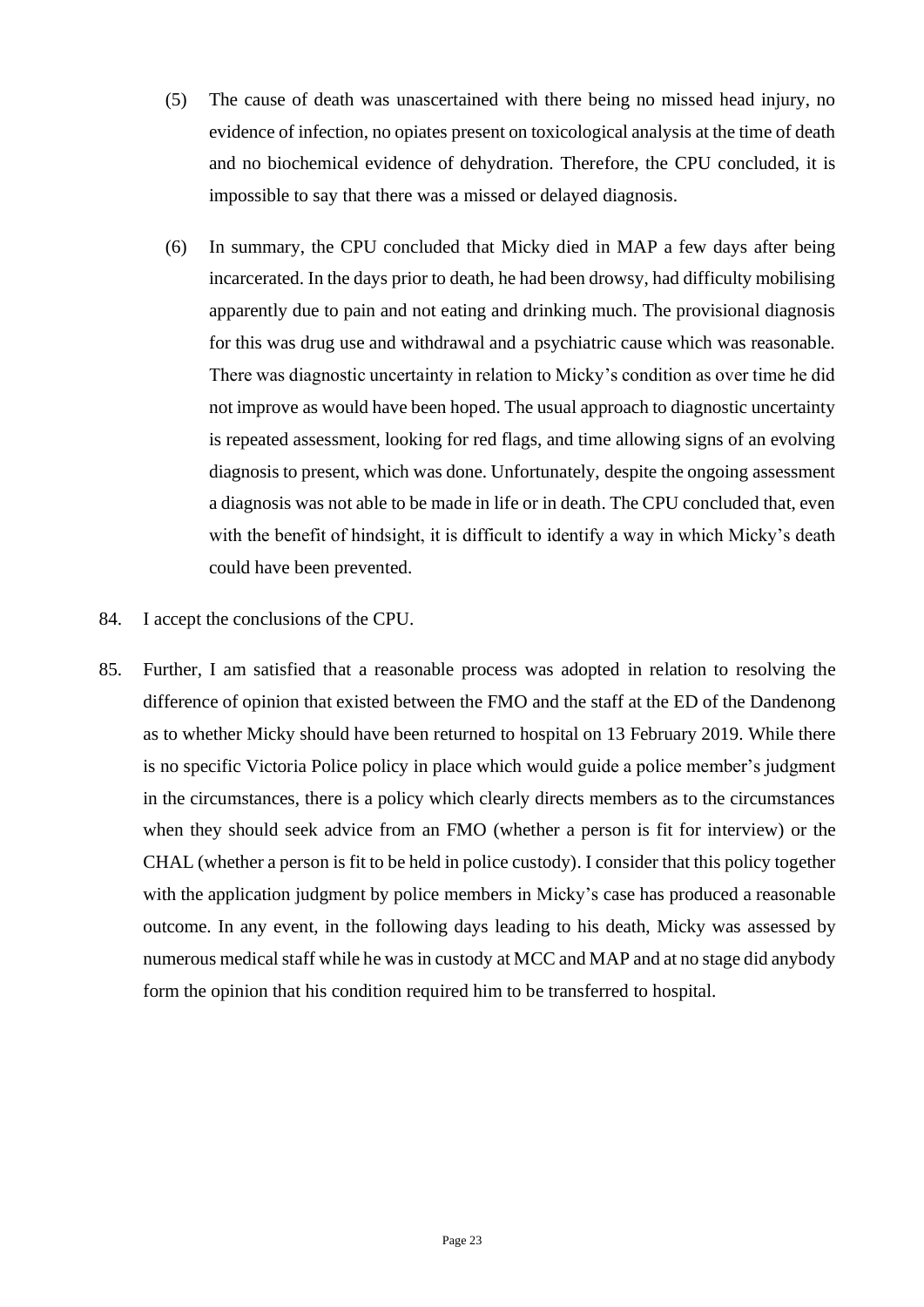(5) The cause of death was unascertained with there being no missed head injury, no evidence of infection, no opiates present on toxicological analysis at the time of death and no biochemical evidence of dehydration. Therefore, the CPU concluded, it is impossible to say that there was a missed or delayed diagnosis.

(6) In summary, the CPU concluded that Micky died in MAP a few days after being incarcerated. In the days prior to death, he had been drowsy, had difficulty mobilising apparently due to pain and not eating and drinking much. The provisional diagnosis for this was drug use and withdrawal and a psychiatric cause which was reasonable. There was diagnostic uncertainty in relation to Micky's condition as over time he did not improve as would have been hoped. The usual approach to diagnostic uncertainty is repeated assessment, looking for red flags, and time allowing signs of an evolving diagnosis to present, which was done. Unfortunately, despite the ongoing assessment a diagnosis was not able to be made in life or in death. The CPU concluded that, even with the benefit of hindsight, it is difficult to identify a way in which Micky's death could have been prevented.

84. I accept the conclusions of the CPU.

85. Further, I am satisfied that a reasonable process was adopted in relation to resolving the difference of opinion that existed between the FMO and the staff at the ED of the Dandenong as to whether Micky should have been returned to hospital on 13 February 2019. While there is no specific Victoria Police policy in place which would guide a police member's judgment in the circumstances, there is a policy which clearly directs members as to the circumstances when they should seek advice from an FMO (whether a person is fit for interview) or the CHAL (whether a person is fit to be held in police custody). I consider that this policy together with the application judgment by police members in Micky's case has produced a reasonable outcome. In any event, in the following days leading to his death, Micky was assessed by numerous medical staff while he was in custody at MCC and MAP and at no stage did anybody form the opinion that his condition required him to be transferred to hospital.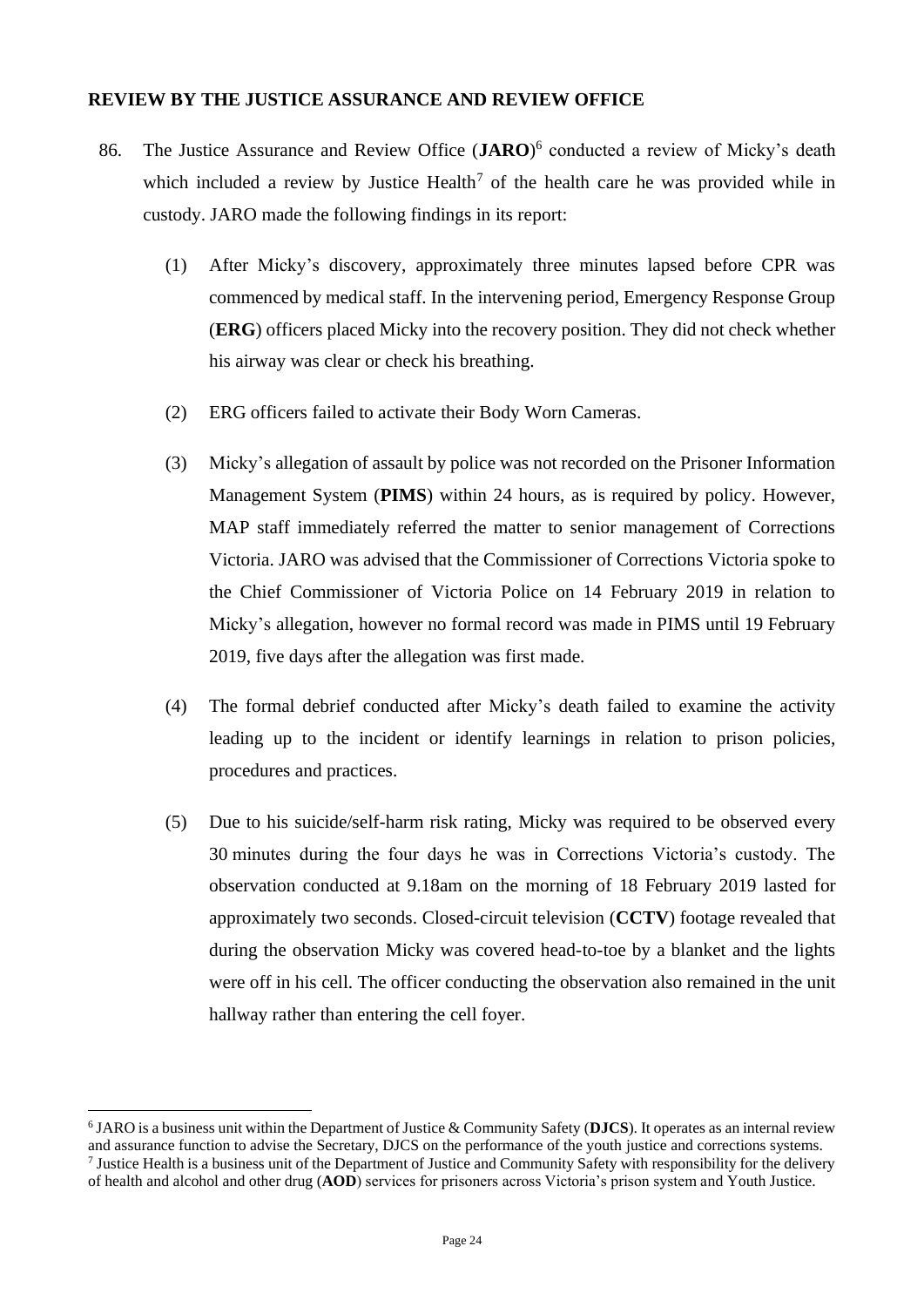## REVIEW BY THE JUSTICE ASSURANCE AND REVIEW OFFICE

86. The Justice Assurance and Review Office (**JARO**)[6] conducted a review of Micky's death which included a review by Justice Health[7] of the health care he was provided while in custody. JARO made the following findings in its report:

    (1) After Micky's discovery, approximately three minutes lapsed before CPR was commenced by medical staff. In the intervening period, Emergency Response Group (**ERG**) officers placed Micky into the recovery position. They did not check whether his airway was clear or check his breathing.

    (2) ERG officers failed to activate their Body Worn Cameras.

    (3) Micky's allegation of assault by police was not recorded on the Prisoner Information Management System (**PIMS**) within 24 hours, as is required by policy. However, MAP staff immediately referred the matter to senior management of Corrections Victoria. JARO was advised that the Commissioner of Corrections Victoria spoke to the Chief Commissioner of Victoria Police on 14 February 2019 in relation to Micky's allegation, however no formal record was made in PIMS until 19 February 2019, five days after the allegation was first made.

    (4) The formal debrief conducted after Micky's death failed to examine the activity leading up to the incident or identify learnings in relation to prison policies, procedures and practices.

    (5) Due to his suicide/self-harm risk rating, Micky was required to be observed every 30 minutes during the four days he was in Corrections Victoria's custody. The observation conducted at 9.18am on the morning of 18 February 2019 lasted for approximately two seconds. Closed-circuit television (**CCTV**) footage revealed that during the observation Micky was covered head-to-toe by a blanket and the lights were off in his cell. The officer conducting the observation also remained in the unit hallway rather than entering the cell foyer.

---

[6] JARO is a business unit within the Department of Justice & Community Safety (**DJCS**). It operates as an internal review and assurance function to advise the Secretary, DJCS on the performance of the youth justice and corrections systems.

[7] Justice Health is a business unit of the Department of Justice and Community Safety with responsibility for the delivery of health and alcohol and other drug (**AOD**) services for prisoners across Victoria's prison system and Youth Justice.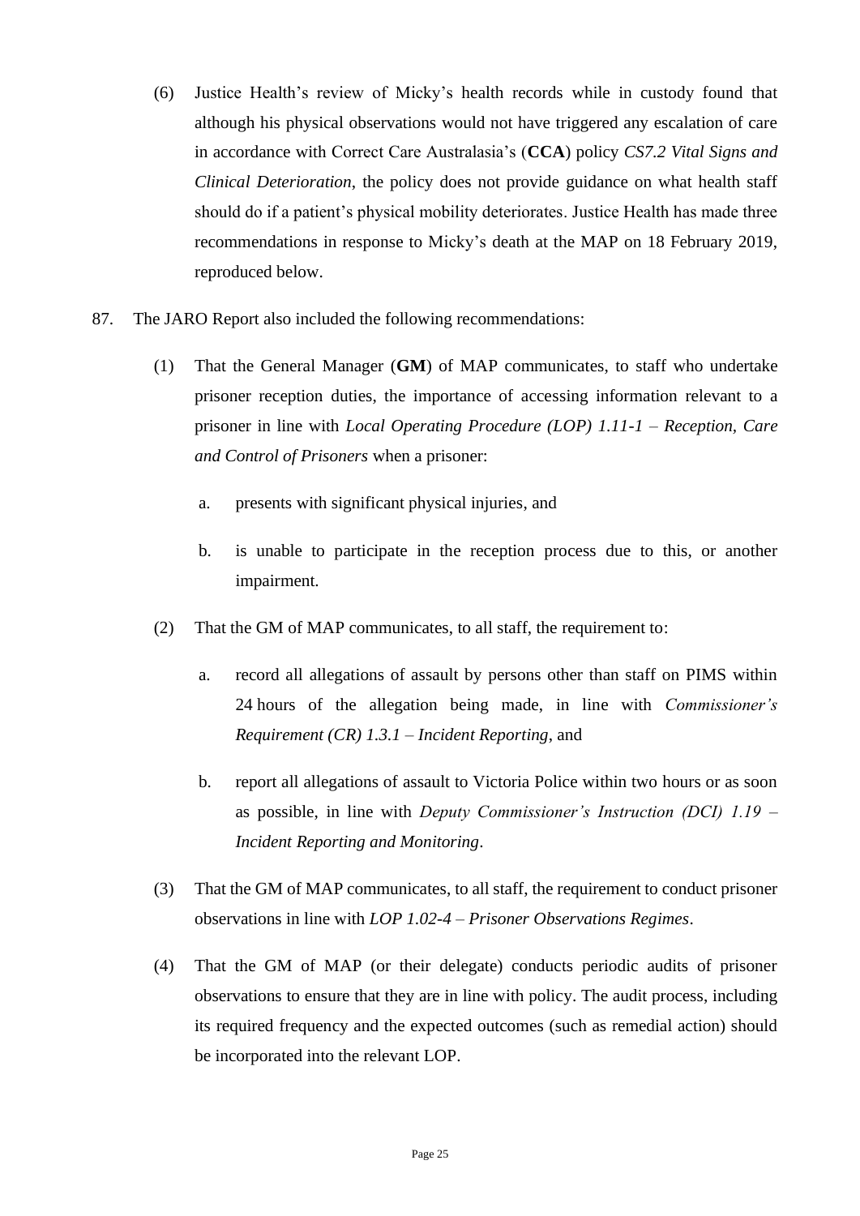(6) Justice Health's review of Micky's health records while in custody found that although his physical observations would not have triggered any escalation of care in accordance with Correct Care Australasia's (**CCA**) policy *CS7.2 Vital Signs and Clinical Deterioration*, the policy does not provide guidance on what health staff should do if a patient's physical mobility deteriorates. Justice Health has made three recommendations in response to Micky's death at the MAP on 18 February 2019, reproduced below.

87. The JARO Report also included the following recommendations:

(1) That the General Manager (**GM**) of MAP communicates, to staff who undertake prisoner reception duties, the importance of accessing information relevant to a prisoner in line with *Local Operating Procedure (LOP) 1.11-1 – Reception, Care and Control of Prisoners* when a prisoner:

a. presents with significant physical injuries, and

b. is unable to participate in the reception process due to this, or another impairment.

(2) That the GM of MAP communicates, to all staff, the requirement to:

a. record all allegations of assault by persons other than staff on PIMS within 24 hours of the allegation being made, in line with *Commissioner's Requirement (CR) 1.3.1 – Incident Reporting*, and

b. report all allegations of assault to Victoria Police within two hours or as soon as possible, in line with *Deputy Commissioner's Instruction (DCI) 1.19 – Incident Reporting and Monitoring*.

(3) That the GM of MAP communicates, to all staff, the requirement to conduct prisoner observations in line with *LOP 1.02-4 – Prisoner Observations Regimes*.

(4) That the GM of MAP (or their delegate) conducts periodic audits of prisoner observations to ensure that they are in line with policy. The audit process, including its required frequency and the expected outcomes (such as remedial action) should be incorporated into the relevant LOP.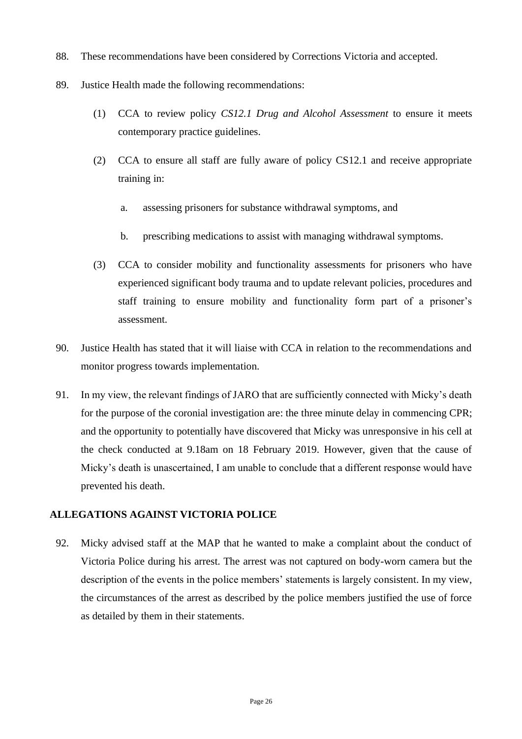88. These recommendations have been considered by Corrections Victoria and accepted.

89. Justice Health made the following recommendations:

    (1) CCA to review policy *CS12.1 Drug and Alcohol Assessment* to ensure it meets contemporary practice guidelines.

    (2) CCA to ensure all staff are fully aware of policy CS12.1 and receive appropriate training in:

        a. assessing prisoners for substance withdrawal symptoms, and

        b. prescribing medications to assist with managing withdrawal symptoms.

    (3) CCA to consider mobility and functionality assessments for prisoners who have experienced significant body trauma and to update relevant policies, procedures and staff training to ensure mobility and functionality form part of a prisoner's assessment.

90. Justice Health has stated that it will liaise with CCA in relation to the recommendations and monitor progress towards implementation.

91. In my view, the relevant findings of JARO that are sufficiently connected with Micky's death for the purpose of the coronial investigation are: the three minute delay in commencing CPR; and the opportunity to potentially have discovered that Micky was unresponsive in his cell at the check conducted at 9.18am on 18 February 2019. However, given that the cause of Micky's death is unascertained, I am unable to conclude that a different response would have prevented his death.

## ALLEGATIONS AGAINST VICTORIA POLICE

92. Micky advised staff at the MAP that he wanted to make a complaint about the conduct of Victoria Police during his arrest. The arrest was not captured on body-worn camera but the description of the events in the police members' statements is largely consistent. In my view, the circumstances of the arrest as described by the police members justified the use of force as detailed by them in their statements.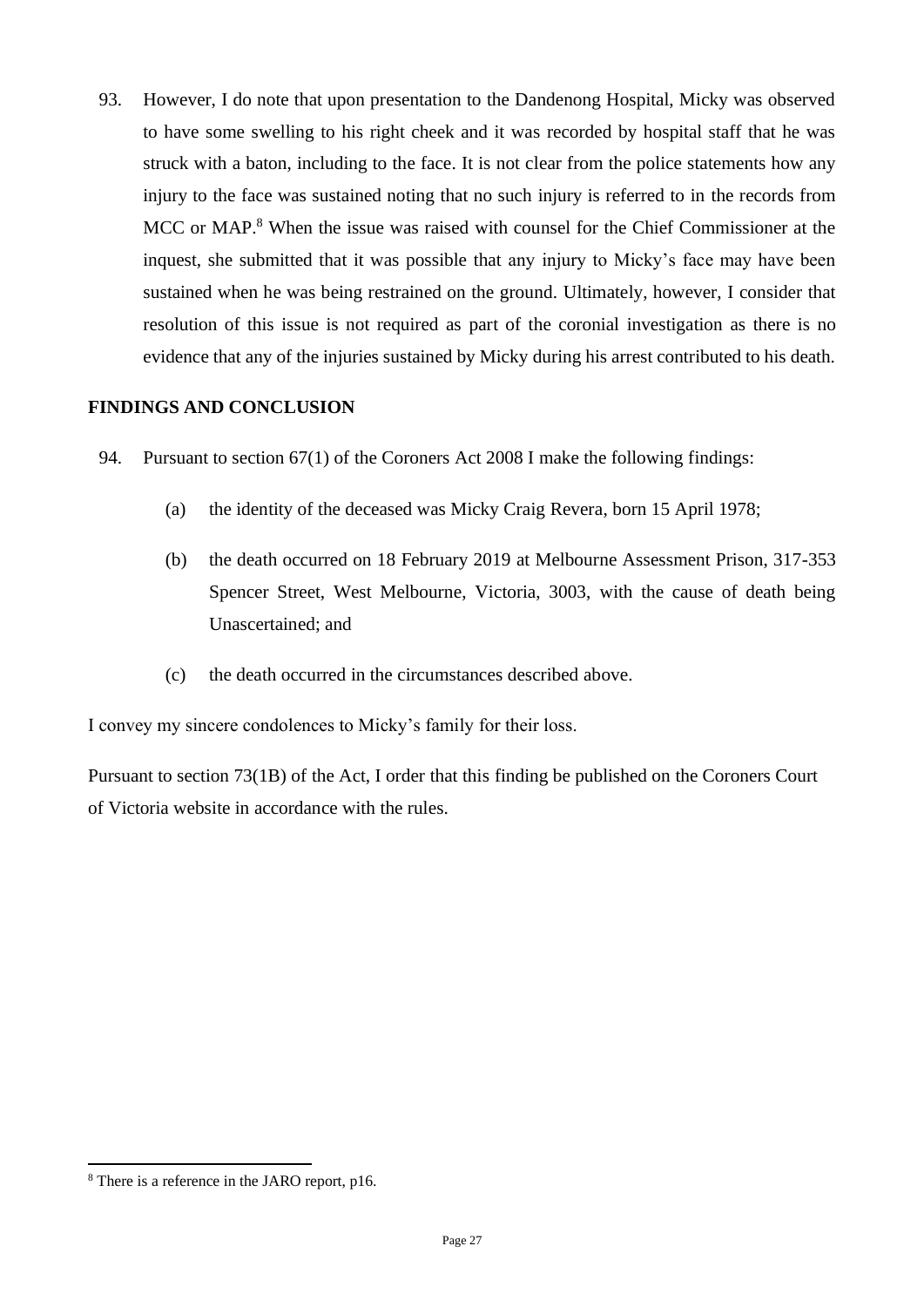93. However, I do note that upon presentation to the Dandenong Hospital, Micky was observed to have some swelling to his right cheek and it was recorded by hospital staff that he was struck with a baton, including to the face. It is not clear from the police statements how any injury to the face was sustained noting that no such injury is referred to in the records from MCC or MAP.[8] When the issue was raised with counsel for the Chief Commissioner at the inquest, she submitted that it was possible that any injury to Micky's face may have been sustained when he was being restrained on the ground. Ultimately, however, I consider that resolution of this issue is not required as part of the coronial investigation as there is no evidence that any of the injuries sustained by Micky during his arrest contributed to his death.

## FINDINGS AND CONCLUSION

94. Pursuant to section 67(1) of the Coroners Act 2008 I make the following findings:

    (a) the identity of the deceased was Micky Craig Revera, born 15 April 1978;

    (b) the death occurred on 18 February 2019 at Melbourne Assessment Prison, 317-353 Spencer Street, West Melbourne, Victoria, 3003, with the cause of death being Unascertained; and

    (c) the death occurred in the circumstances described above.

I convey my sincere condolences to Micky's family for their loss.

Pursuant to section 73(1B) of the Act, I order that this finding be published on the Coroners Court of Victoria website in accordance with the rules.

---

[8] There is a reference in the JARO report, p16.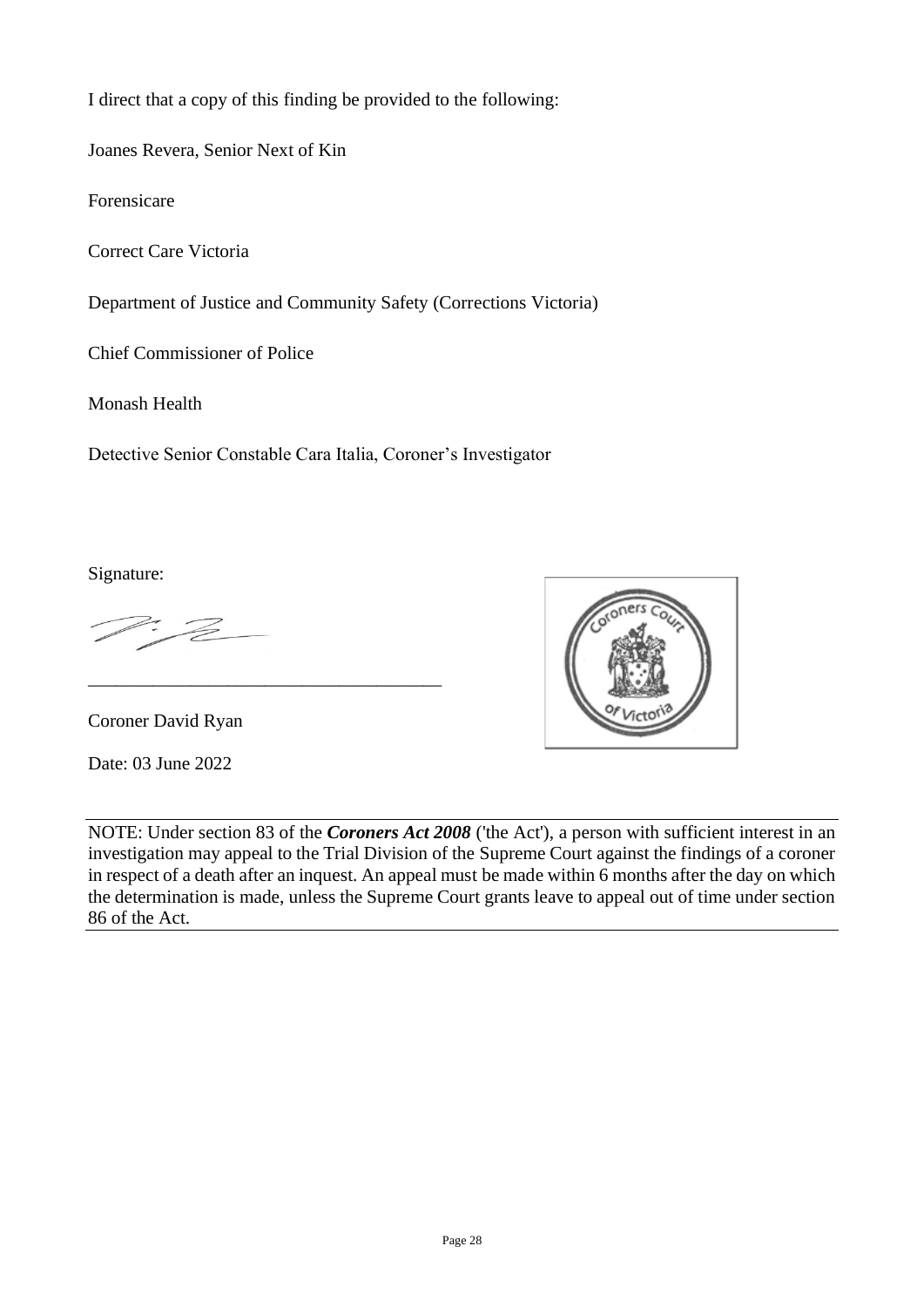I direct that a copy of this finding be provided to the following:

Joanes Revera, Senior Next of Kin

Forensicare

Correct Care Victoria

Department of Justice and Community Safety (Corrections Victoria)

Chief Commissioner of Police

Monash Health

Detective Senior Constable Cara Italia, Coroner's Investigator

Signature:

___________________________________

Coroner David Ryan

Date: 03 June 2022

NOTE: Under section 83 of the ***Coroners Act 2008*** ('the Act'), a person with sufficient interest in an investigation may appeal to the Trial Division of the Supreme Court against the findings of a coroner in respect of a death after an inquest. An appeal must be made within 6 months after the day on which the determination is made, unless the Supreme Court grants leave to appeal out of time under section 86 of the Act.